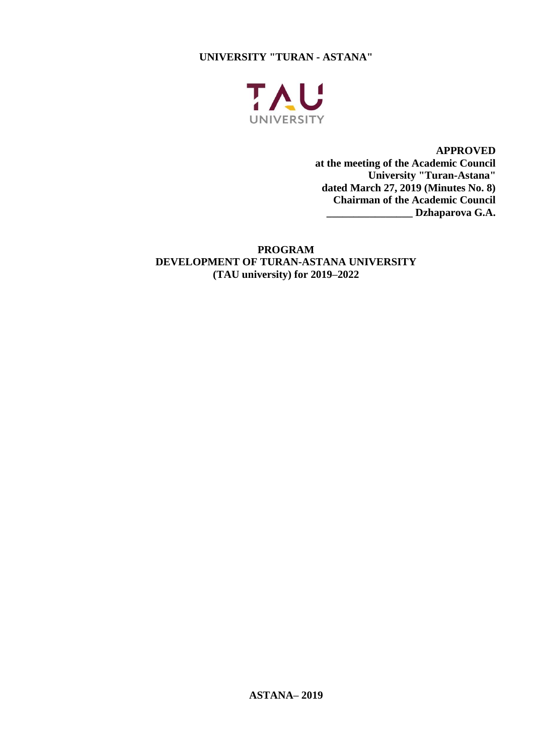**UNIVERSITY "TURAN - ASTANA"**

TAU UNIVERSITY

**APPROVED**
**at the meeting of the Academic Council**
**University "Turan-Astana"**
**dated March 27, 2019 (Minutes No. 8)**
**Chairman of the Academic Council**
**________________ Dzhaparova G.A.**

# PROGRAM
# DEVELOPMENT OF TURAN-ASTANA UNIVERSITY
# (TAU university) for 2019–2022

**ASTANA– 2019**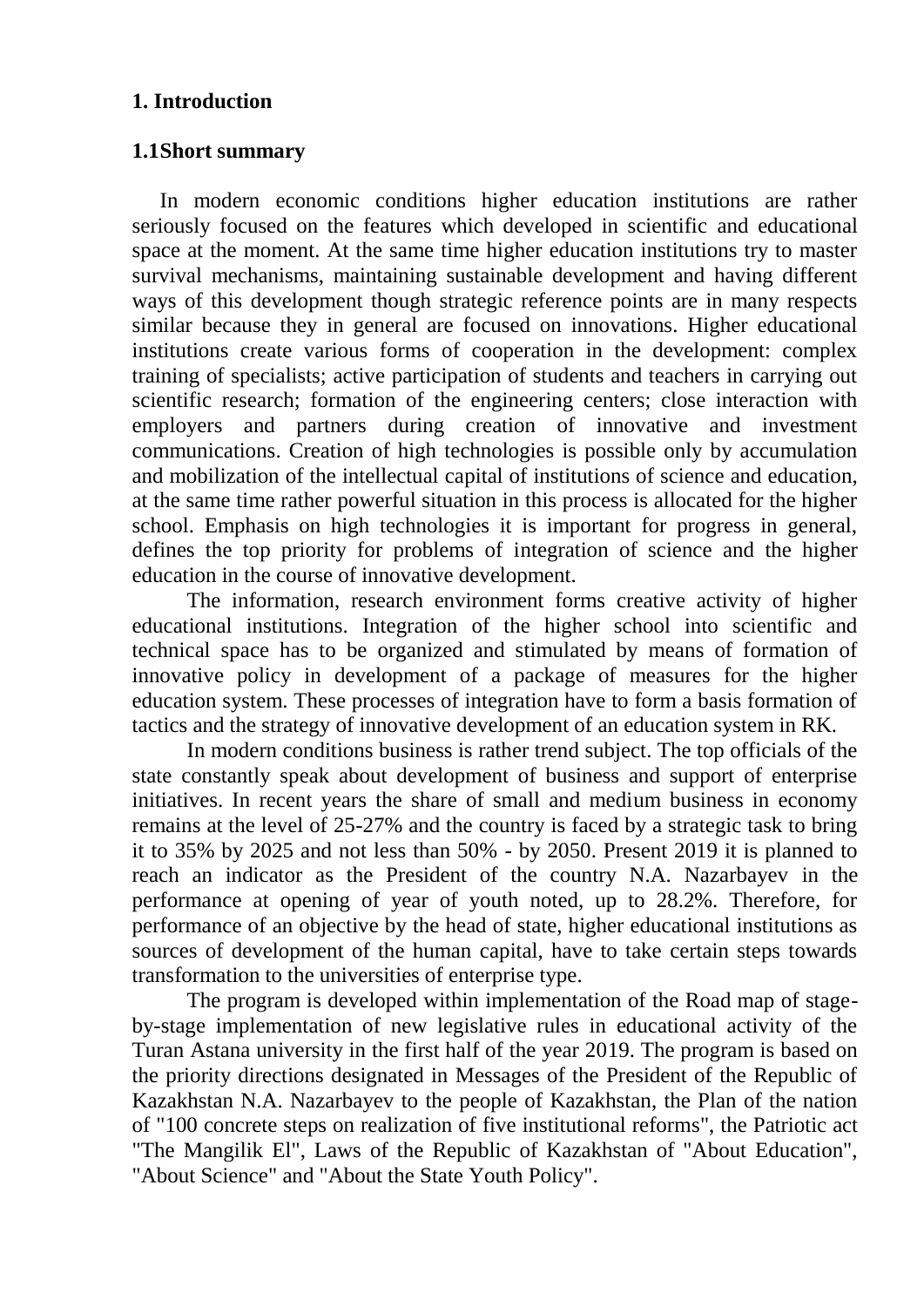# 1. Introduction

## 1.1Short summary

In modern economic conditions higher education institutions are rather seriously focused on the features which developed in scientific and educational space at the moment. At the same time higher education institutions try to master survival mechanisms, maintaining sustainable development and having different ways of this development though strategic reference points are in many respects similar because they in general are focused on innovations. Higher educational institutions create various forms of cooperation in the development: complex training of specialists; active participation of students and teachers in carrying out scientific research; formation of the engineering centers; close interaction with employers and partners during creation of innovative and investment communications. Creation of high technologies is possible only by accumulation and mobilization of the intellectual capital of institutions of science and education, at the same time rather powerful situation in this process is allocated for the higher school. Emphasis on high technologies it is important for progress in general, defines the top priority for problems of integration of science and the higher education in the course of innovative development.

The information, research environment forms creative activity of higher educational institutions. Integration of the higher school into scientific and technical space has to be organized and stimulated by means of formation of innovative policy in development of a package of measures for the higher education system. These processes of integration have to form a basis formation of tactics and the strategy of innovative development of an education system in RK.

In modern conditions business is rather trend subject. The top officials of the state constantly speak about development of business and support of enterprise initiatives. In recent years the share of small and medium business in economy remains at the level of 25-27% and the country is faced by a strategic task to bring it to 35% by 2025 and not less than 50% - by 2050. Present 2019 it is planned to reach an indicator as the President of the country N.A. Nazarbayev in the performance at opening of year of youth noted, up to 28.2%. Therefore, for performance of an objective by the head of state, higher educational institutions as sources of development of the human capital, have to take certain steps towards transformation to the universities of enterprise type.

The program is developed within implementation of the Road map of stage-by-stage implementation of new legislative rules in educational activity of the Turan Astana university in the first half of the year 2019. The program is based on the priority directions designated in Messages of the President of the Republic of Kazakhstan N.A. Nazarbayev to the people of Kazakhstan, the Plan of the nation of "100 concrete steps on realization of five institutional reforms", the Patriotic act "The Mangilik El", Laws of the Republic of Kazakhstan of "About Education", "About Science" and "About the State Youth Policy".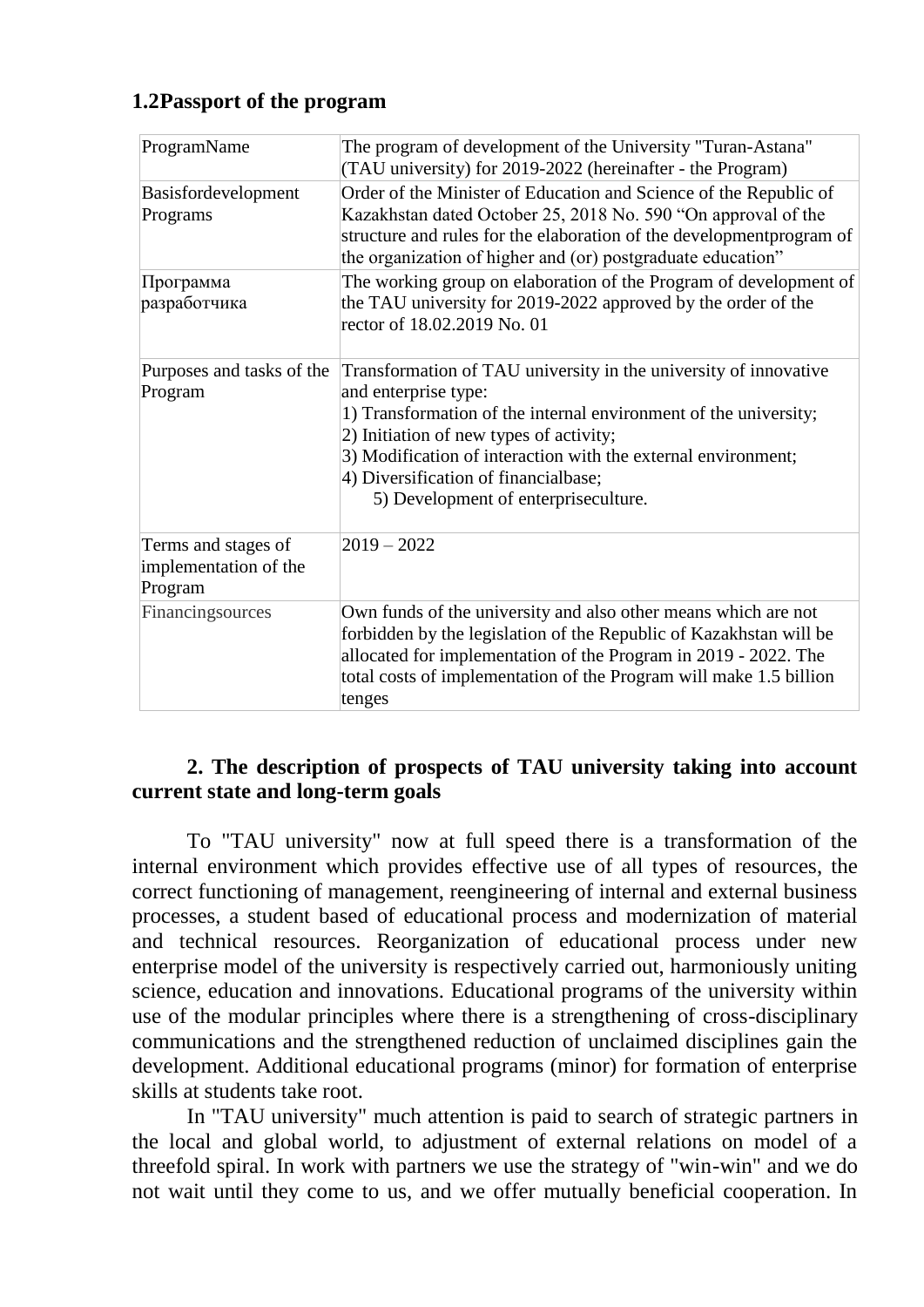## 1.2Passport of the program

| ProgramName | The program of development of the University "Turan-Astana" (TAU university) for 2019-2022 (hereinafter - the Program) |
|---|---|
| Basisfordevelopment Programs | Order of the Minister of Education and Science of the Republic of Kazakhstan dated October 25, 2018 No. 590 “On approval of the structure and rules for the elaboration of the developmentprogram of the organization of higher and (or) postgraduate education” |
| Программа разработчика | The working group on elaboration of the Program of development of the TAU university for 2019-2022 approved by the order of the rector of 18.02.2019 No. 01 |
| Purposes and tasks of the Program | Transformation of TAU university in the university of innovative and enterprise type:<br>1) Transformation of the internal environment of the university;<br>2) Initiation of new types of activity;<br>3) Modification of interaction with the external environment;<br>4) Diversification of financialbase;<br>5) Development of enterpriseculture. |
| Terms and stages of implementation of the Program | 2019 – 2022 |
| Financingsources | Own funds of the university and also other means which are not forbidden by the legislation of the Republic of Kazakhstan will be allocated for implementation of the Program in 2019 - 2022. The total costs of implementation of the Program will make 1.5 billion tenges |

## 2. The description of prospects of TAU university taking into account current state and long-term goals

To "TAU university" now at full speed there is a transformation of the internal environment which provides effective use of all types of resources, the correct functioning of management, reengineering of internal and external business processes, a student based of educational process and modernization of material and technical resources. Reorganization of educational process under new enterprise model of the university is respectively carried out, harmoniously uniting science, education and innovations. Educational programs of the university within use of the modular principles where there is a strengthening of cross-disciplinary communications and the strengthened reduction of unclaimed disciplines gain the development. Additional educational programs (minor) for formation of enterprise skills at students take root.

In "TAU university" much attention is paid to search of strategic partners in the local and global world, to adjustment of external relations on model of a threefold spiral. In work with partners we use the strategy of "win-win" and we do not wait until they come to us, and we offer mutually beneficial cooperation. In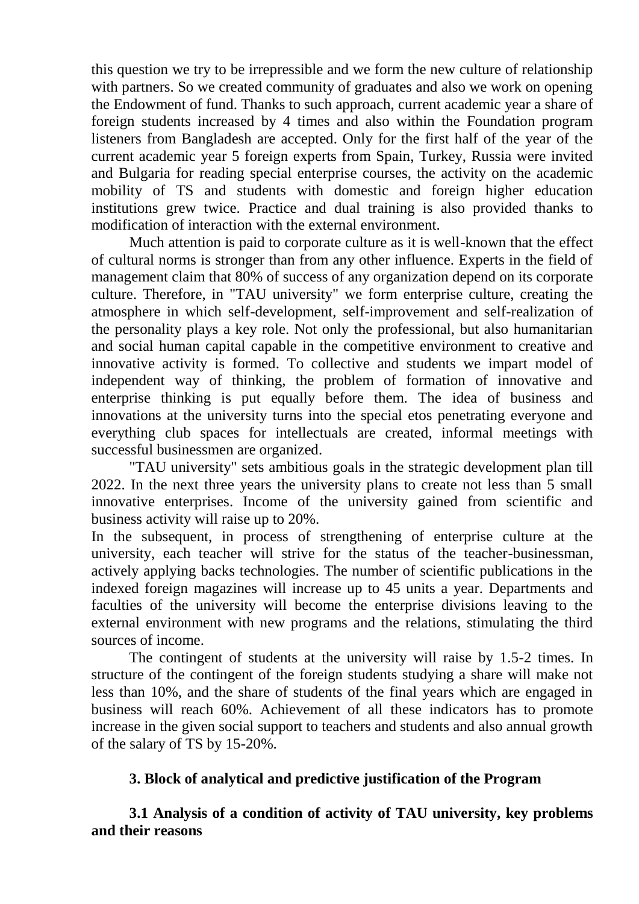this question we try to be irrepressible and we form the new culture of relationship with partners. So we created community of graduates and also we work on opening the Endowment of fund. Thanks to such approach, current academic year a share of foreign students increased by 4 times and also within the Foundation program listeners from Bangladesh are accepted. Only for the first half of the year of the current academic year 5 foreign experts from Spain, Turkey, Russia were invited and Bulgaria for reading special enterprise courses, the activity on the academic mobility of TS and students with domestic and foreign higher education institutions grew twice. Practice and dual training is also provided thanks to modification of interaction with the external environment.

Much attention is paid to corporate culture as it is well-known that the effect of cultural norms is stronger than from any other influence. Experts in the field of management claim that 80% of success of any organization depend on its corporate culture. Therefore, in "TAU university" we form enterprise culture, creating the atmosphere in which self-development, self-improvement and self-realization of the personality plays a key role. Not only the professional, but also humanitarian and social human capital capable in the competitive environment to creative and innovative activity is formed. To collective and students we impart model of independent way of thinking, the problem of formation of innovative and enterprise thinking is put equally before them. The idea of business and innovations at the university turns into the special etos penetrating everyone and everything club spaces for intellectuals are created, informal meetings with successful businessmen are organized.

"TAU university" sets ambitious goals in the strategic development plan till 2022. In the next three years the university plans to create not less than 5 small innovative enterprises. Income of the university gained from scientific and business activity will raise up to 20%.

In the subsequent, in process of strengthening of enterprise culture at the university, each teacher will strive for the status of the teacher-businessman, actively applying backs technologies. The number of scientific publications in the indexed foreign magazines will increase up to 45 units a year. Departments and faculties of the university will become the enterprise divisions leaving to the external environment with new programs and the relations, stimulating the third sources of income.

The contingent of students at the university will raise by 1.5-2 times. In structure of the contingent of the foreign students studying a share will make not less than 10%, and the share of students of the final years which are engaged in business will reach 60%. Achievement of all these indicators has to promote increase in the given social support to teachers and students and also annual growth of the salary of TS by 15-20%.

## 3. Block of analytical and predictive justification of the Program

### 3.1 Analysis of a condition of activity of TAU university, key problems and their reasons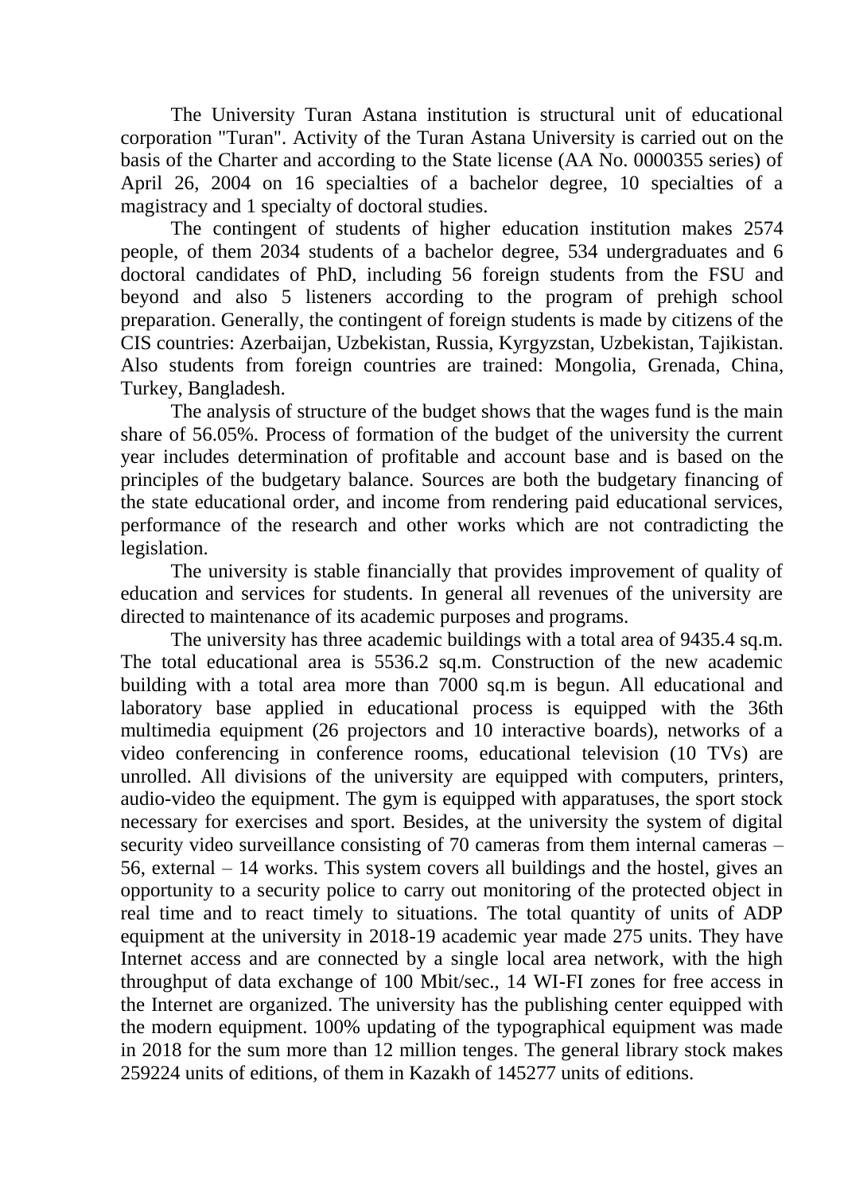The University Turan Astana institution is structural unit of educational corporation "Turan". Activity of the Turan Astana University is carried out on the basis of the Charter and according to the State license (AA No. 0000355 series) of April 26, 2004 on 16 specialties of a bachelor degree, 10 specialties of a magistracy and 1 specialty of doctoral studies.

The contingent of students of higher education institution makes 2574 people, of them 2034 students of a bachelor degree, 534 undergraduates and 6 doctoral candidates of PhD, including 56 foreign students from the FSU and beyond and also 5 listeners according to the program of prehigh school preparation. Generally, the contingent of foreign students is made by citizens of the CIS countries: Azerbaijan, Uzbekistan, Russia, Kyrgyzstan, Uzbekistan, Tajikistan. Also students from foreign countries are trained: Mongolia, Grenada, China, Turkey, Bangladesh.

The analysis of structure of the budget shows that the wages fund is the main share of 56.05%. Process of formation of the budget of the university the current year includes determination of profitable and account base and is based on the principles of the budgetary balance. Sources are both the budgetary financing of the state educational order, and income from rendering paid educational services, performance of the research and other works which are not contradicting the legislation.

The university is stable financially that provides improvement of quality of education and services for students. In general all revenues of the university are directed to maintenance of its academic purposes and programs.

The university has three academic buildings with a total area of 9435.4 sq.m. The total educational area is 5536.2 sq.m. Construction of the new academic building with a total area more than 7000 sq.m is begun. All educational and laboratory base applied in educational process is equipped with the 36th multimedia equipment (26 projectors and 10 interactive boards), networks of a video conferencing in conference rooms, educational television (10 TVs) are unrolled. All divisions of the university are equipped with computers, printers, audio-video the equipment. The gym is equipped with apparatuses, the sport stock necessary for exercises and sport. Besides, at the university the system of digital security video surveillance consisting of 70 cameras from them internal cameras – 56, external – 14 works. This system covers all buildings and the hostel, gives an opportunity to a security police to carry out monitoring of the protected object in real time and to react timely to situations. The total quantity of units of ADP equipment at the university in 2018-19 academic year made 275 units. They have Internet access and are connected by a single local area network, with the high throughput of data exchange of 100 Mbit/sec., 14 WI-FI zones for free access in the Internet are organized. The university has the publishing center equipped with the modern equipment. 100% updating of the typographical equipment was made in 2018 for the sum more than 12 million tenges. The general library stock makes 259224 units of editions, of them in Kazakh of 145277 units of editions.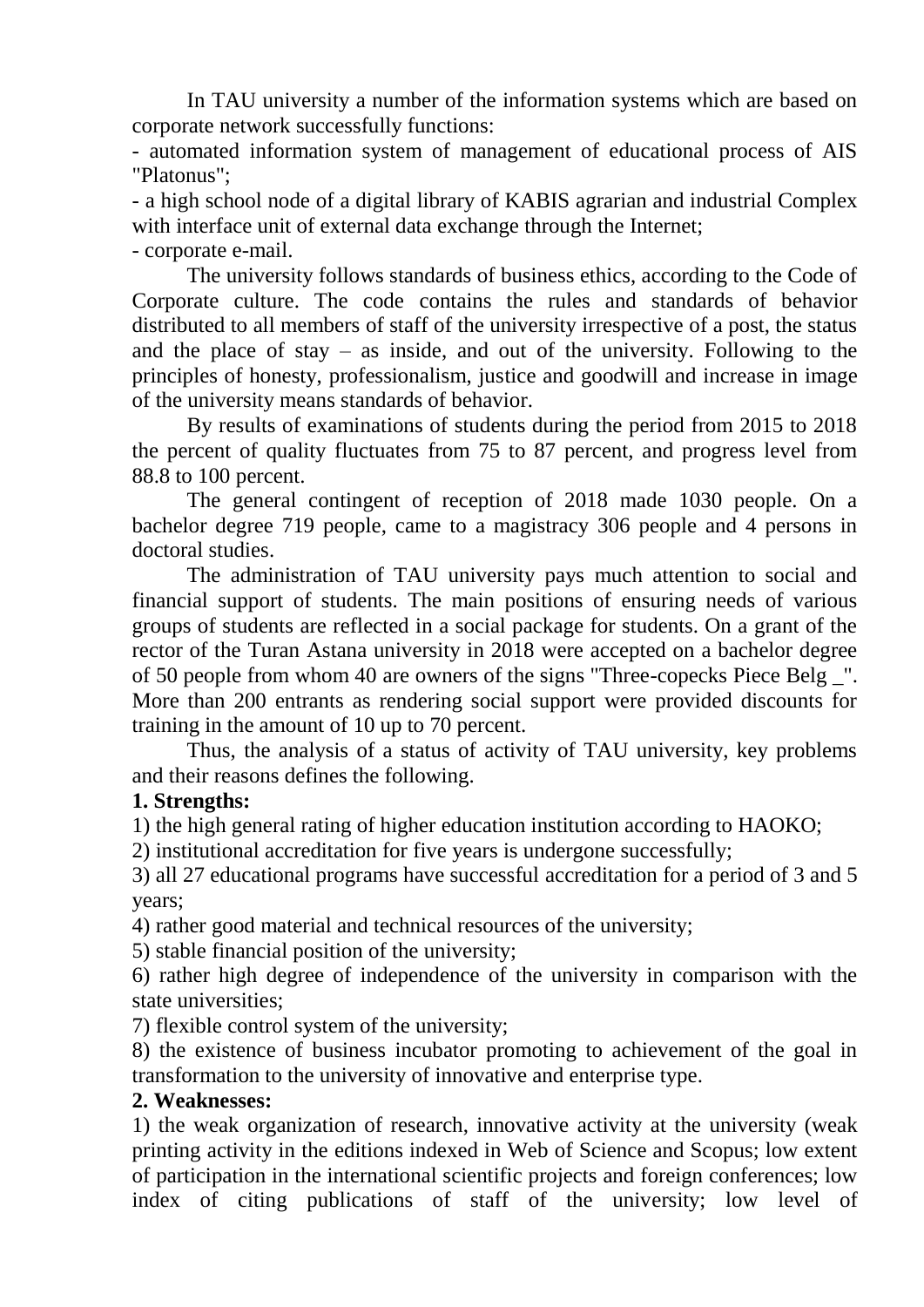In TAU university a number of the information systems which are based on corporate network successfully functions:

- automated information system of management of educational process of AIS "Platonus";
- a high school node of a digital library of KABIS agrarian and industrial Complex with interface unit of external data exchange through the Internet;
- corporate e-mail.

The university follows standards of business ethics, according to the Code of Corporate culture. The code contains the rules and standards of behavior distributed to all members of staff of the university irrespective of a post, the status and the place of stay – as inside, and out of the university. Following to the principles of honesty, professionalism, justice and goodwill and increase in image of the university means standards of behavior.

By results of examinations of students during the period from 2015 to 2018 the percent of quality fluctuates from 75 to 87 percent, and progress level from 88.8 to 100 percent.

The general contingent of reception of 2018 made 1030 people. On a bachelor degree 719 people, came to a magistracy 306 people and 4 persons in doctoral studies.

The administration of TAU university pays much attention to social and financial support of students. The main positions of ensuring needs of various groups of students are reflected in a social package for students. On a grant of the rector of the Turan Astana university in 2018 were accepted on a bachelor degree of 50 people from whom 40 are owners of the signs "Three-copecks Piece Belg _". More than 200 entrants as rendering social support were provided discounts for training in the amount of 10 up to 70 percent.

Thus, the analysis of a status of activity of TAU university, key problems and their reasons defines the following.

**1. Strengths:**

1) the high general rating of higher education institution according to HAOKO;
2) institutional accreditation for five years is undergone successfully;
3) all 27 educational programs have successful accreditation for a period of 3 and 5 years;
4) rather good material and technical resources of the university;
5) stable financial position of the university;
6) rather high degree of independence of the university in comparison with the state universities;
7) flexible control system of the university;
8) the existence of business incubator promoting to achievement of the goal in transformation to the university of innovative and enterprise type.

**2. Weaknesses:**

1) the weak organization of research, innovative activity at the university (weak printing activity in the editions indexed in Web of Science and Scopus; low extent of participation in the international scientific projects and foreign conferences; low index of citing publications of staff of the university; low level of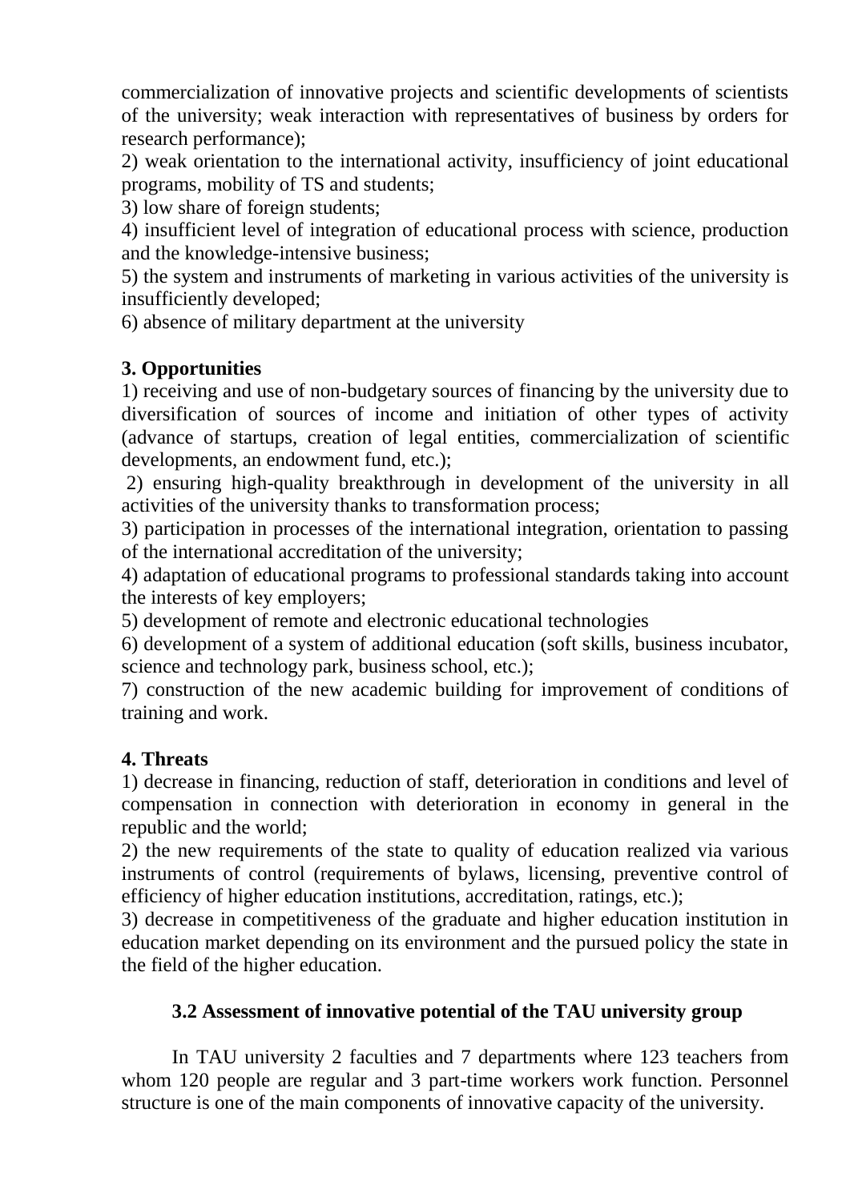commercialization of innovative projects and scientific developments of scientists of the university; weak interaction with representatives of business by orders for research performance);

2) weak orientation to the international activity, insufficiency of joint educational programs, mobility of TS and students;

3) low share of foreign students;

4) insufficient level of integration of educational process with science, production and the knowledge-intensive business;

5) the system and instruments of marketing in various activities of the university is insufficiently developed;

6) absence of military department at the university

**3. Opportunities**

1) receiving and use of non-budgetary sources of financing by the university due to diversification of sources of income and initiation of other types of activity (advance of startups, creation of legal entities, commercialization of scientific developments, an endowment fund, etc.);

2) ensuring high-quality breakthrough in development of the university in all activities of the university thanks to transformation process;

3) participation in processes of the international integration, orientation to passing of the international accreditation of the university;

4) adaptation of educational programs to professional standards taking into account the interests of key employers;

5) development of remote and electronic educational technologies

6) development of a system of additional education (soft skills, business incubator, science and technology park, business school, etc.);

7) construction of the new academic building for improvement of conditions of training and work.

**4. Threats**

1) decrease in financing, reduction of staff, deterioration in conditions and level of compensation in connection with deterioration in economy in general in the republic and the world;

2) the new requirements of the state to quality of education realized via various instruments of control (requirements of bylaws, licensing, preventive control of efficiency of higher education institutions, accreditation, ratings, etc.);

3) decrease in competitiveness of the graduate and higher education institution in education market depending on its environment and the pursued policy the state in the field of the higher education.

### 3.2 Assessment of innovative potential of the TAU university group

In TAU university 2 faculties and 7 departments where 123 teachers from whom 120 people are regular and 3 part-time workers work function. Personnel structure is one of the main components of innovative capacity of the university.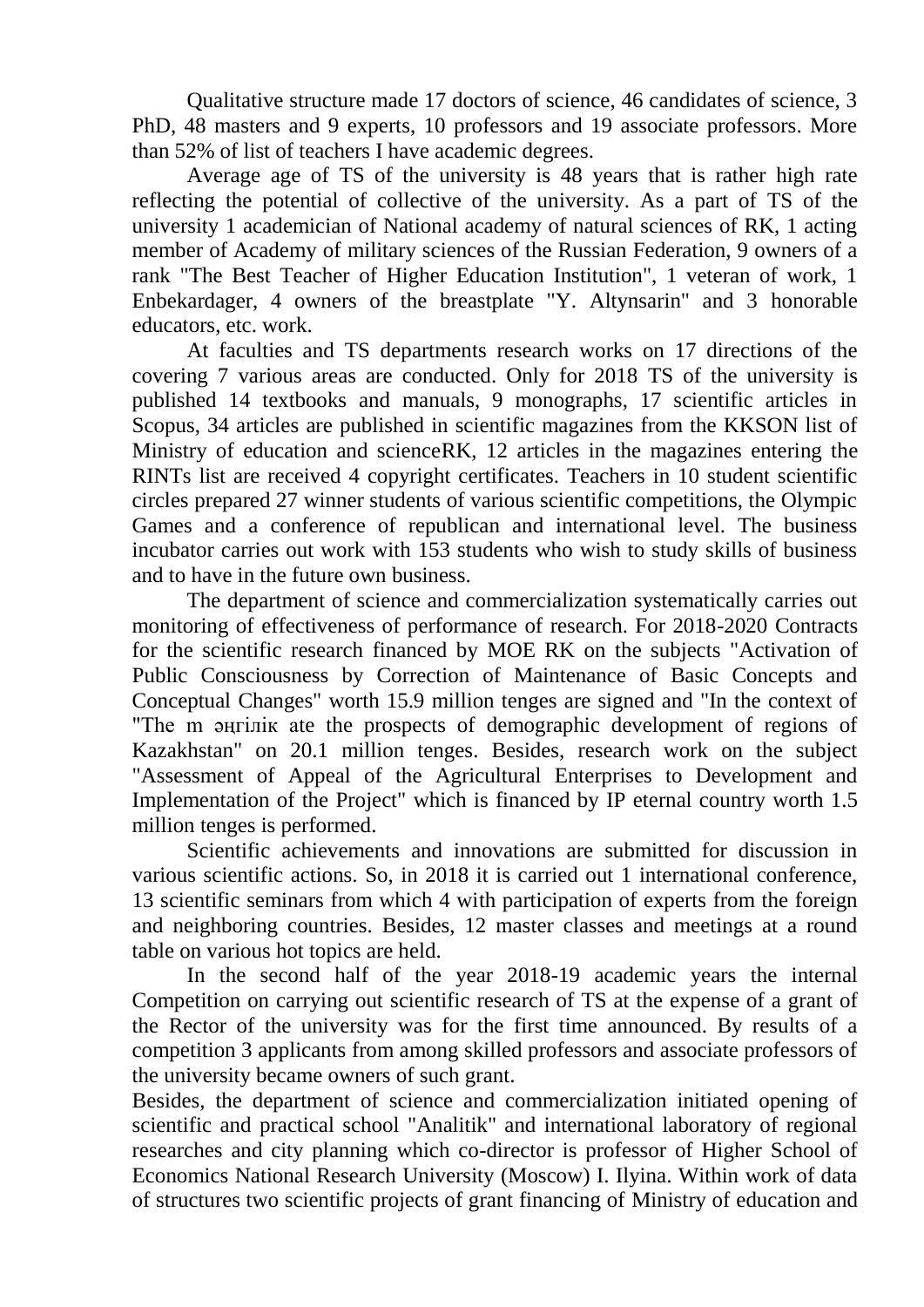Qualitative structure made 17 doctors of science, 46 candidates of science, 3 PhD, 48 masters and 9 experts, 10 professors and 19 associate professors. More than 52% of list of teachers I have academic degrees.

Average age of TS of the university is 48 years that is rather high rate reflecting the potential of collective of the university. As a part of TS of the university 1 academician of National academy of natural sciences of RK, 1 acting member of Academy of military sciences of the Russian Federation, 9 owners of a rank "The Best Teacher of Higher Education Institution", 1 veteran of work, 1 Enbekardager, 4 owners of the breastplate "Y. Altynsarin" and 3 honorable educators, etc. work.

At faculties and TS departments research works on 17 directions of the covering 7 various areas are conducted. Only for 2018 TS of the university is published 14 textbooks and manuals, 9 monographs, 17 scientific articles in Scopus, 34 articles are published in scientific magazines from the KKSON list of Ministry of education and scienceRK, 12 articles in the magazines entering the RINTs list are received 4 copyright certificates. Teachers in 10 student scientific circles prepared 27 winner students of various scientific competitions, the Olympic Games and a conference of republican and international level. The business incubator carries out work with 153 students who wish to study skills of business and to have in the future own business.

The department of science and commercialization systematically carries out monitoring of effectiveness of performance of research. For 2018-2020 Contracts for the scientific research financed by MOE RK on the subjects "Activation of Public Consciousness by Correction of Maintenance of Basic Concepts and Conceptual Changes" worth 15.9 million tenges are signed and "In the context of "The m әңгілік ate the prospects of demographic development of regions of Kazakhstan" on 20.1 million tenges. Besides, research work on the subject "Assessment of Appeal of the Agricultural Enterprises to Development and Implementation of the Project" which is financed by IP eternal country worth 1.5 million tenges is performed.

Scientific achievements and innovations are submitted for discussion in various scientific actions. So, in 2018 it is carried out 1 international conference, 13 scientific seminars from which 4 with participation of experts from the foreign and neighboring countries. Besides, 12 master classes and meetings at a round table on various hot topics are held.

In the second half of the year 2018-19 academic years the internal Competition on carrying out scientific research of TS at the expense of a grant of the Rector of the university was for the first time announced. By results of a competition 3 applicants from among skilled professors and associate professors of the university became owners of such grant.

Besides, the department of science and commercialization initiated opening of scientific and practical school "Analitik" and international laboratory of regional researches and city planning which co-director is professor of Higher School of Economics National Research University (Moscow) I. Ilyina. Within work of data of structures two scientific projects of grant financing of Ministry of education and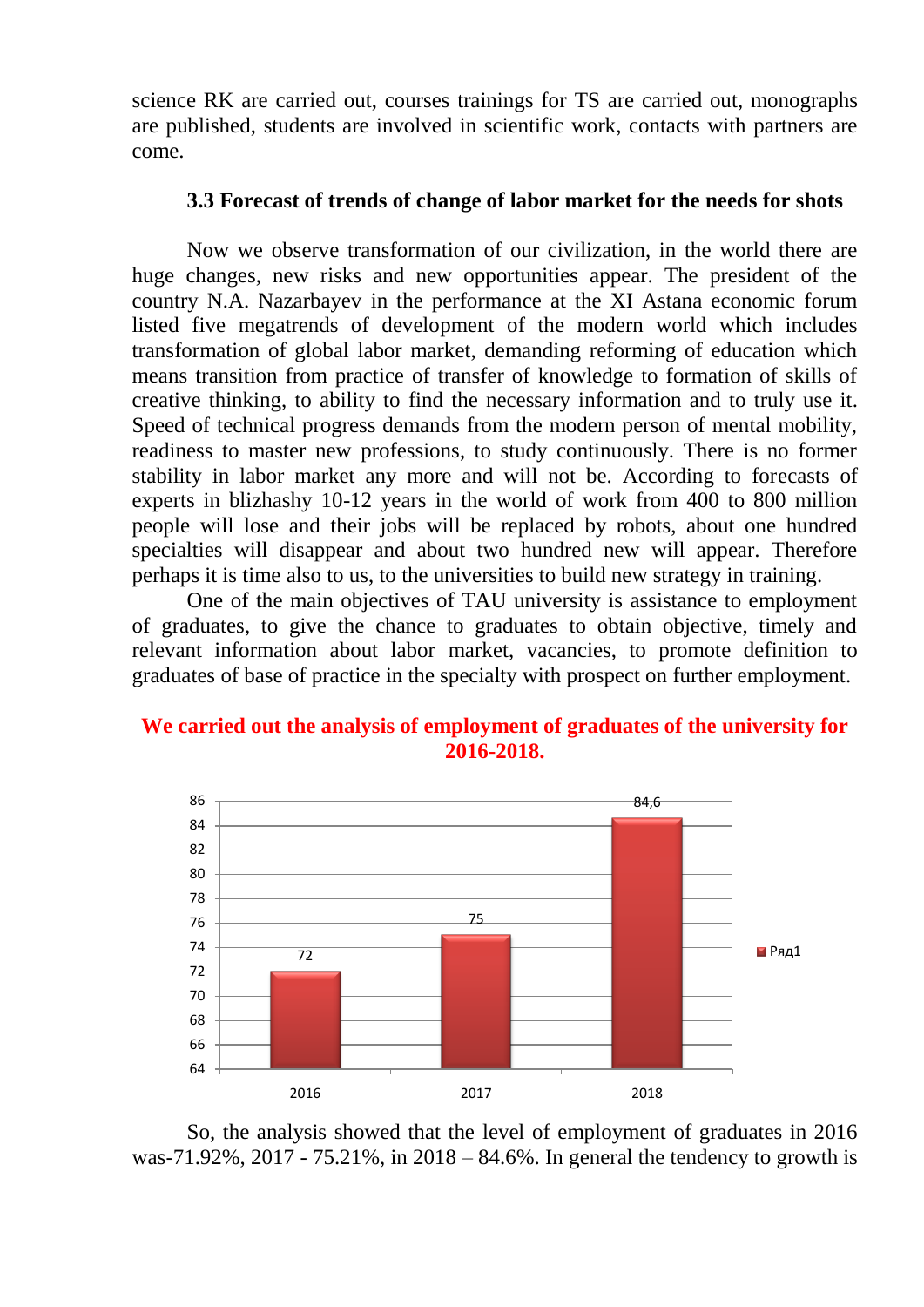science RK are carried out, courses trainings for TS are carried out, monographs are published, students are involved in scientific work, contacts with partners are come.

### 3.3 Forecast of trends of change of labor market for the needs for shots

Now we observe transformation of our civilization, in the world there are huge changes, new risks and new opportunities appear. The president of the country N.A. Nazarbayev in the performance at the XI Astana economic forum listed five megatrends of development of the modern world which includes transformation of global labor market, demanding reforming of education which means transition from practice of transfer of knowledge to formation of skills of creative thinking, to ability to find the necessary information and to truly use it. Speed of technical progress demands from the modern person of mental mobility, readiness to master new professions, to study continuously. There is no former stability in labor market any more and will not be. According to forecasts of experts in blizhashy 10-12 years in the world of work from 400 to 800 million people will lose and their jobs will be replaced by robots, about one hundred specialties will disappear and about two hundred new will appear. Therefore perhaps it is time also to us, to the universities to build new strategy in training.

One of the main objectives of TAU university is assistance to employment of graduates, to give the chance to graduates to obtain objective, timely and relevant information about labor market, vacancies, to promote definition to graduates of base of practice in the specialty with prospect on further employment.

**We carried out the analysis of employment of graduates of the university for 2016-2018.**

| Year | Ряд1 |
|---|---|
| 2016 | 72 |
| 2017 | 75 |
| 2018 | 84,6 |

So, the analysis showed that the level of employment of graduates in 2016 was-71.92%, 2017 - 75.21%, in 2018 – 84.6%. In general the tendency to growth is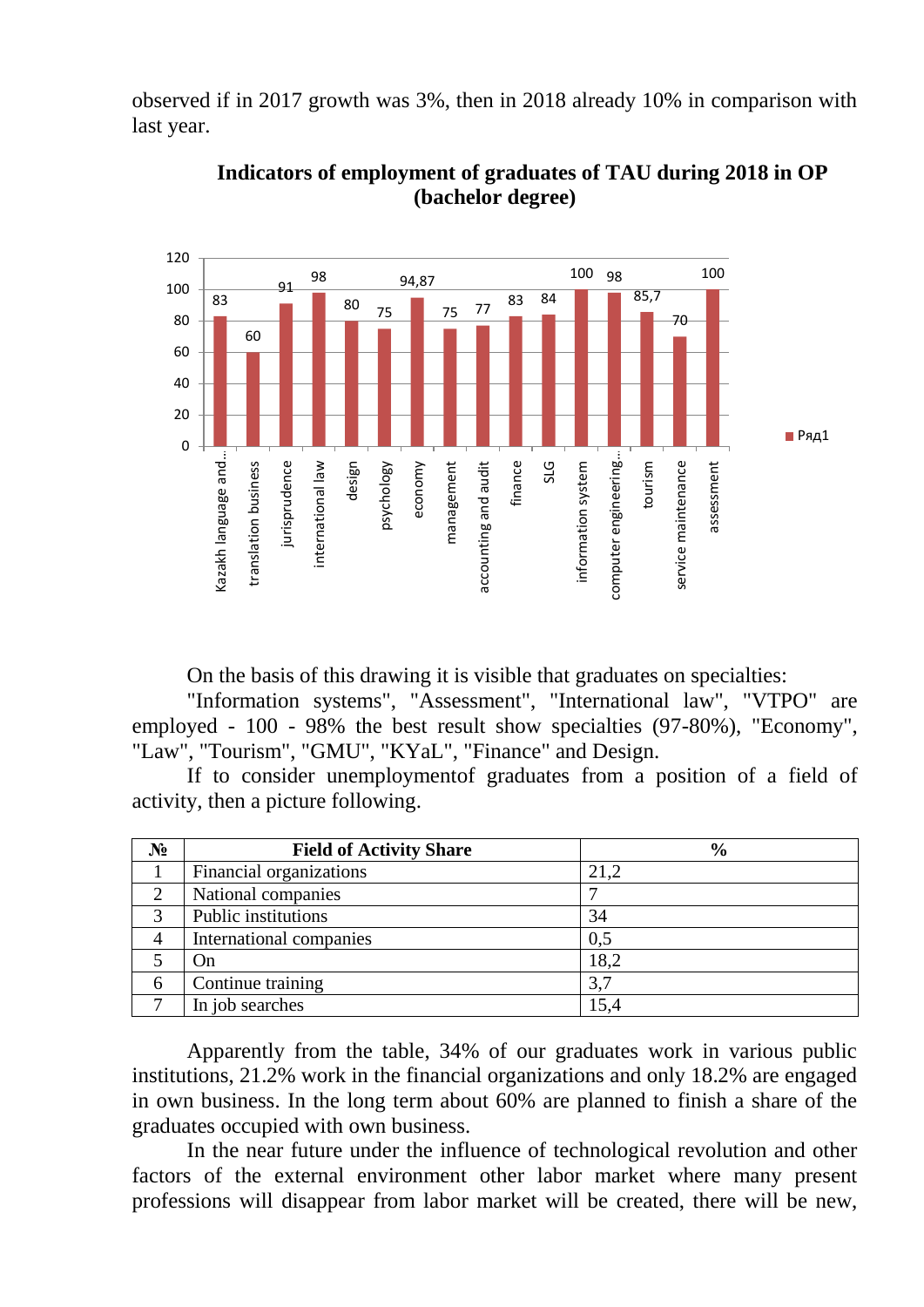observed if in 2017 growth was 3%, then in 2018 already 10% in comparison with last year.

**Indicators of employment of graduates of TAU during 2018 in OP (bachelor degree)**

| Specialty | Ряд1 |
|---|---|
| Kazakh language and... | 83 |
| translation business | 60 |
| jurisprudence | 91 |
| international law | 98 |
| design | 80 |
| psychology | 75 |
| economy | 94,87 |
| management | 75 |
| accounting and audit | 77 |
| finance | 83 |
| SLG | 84 |
| information system | 100 |
| computer engineering... | 98 |
| tourism | 85,7 |
| service maintenance | 70 |
| assessment | 100 |

On the basis of this drawing it is visible that graduates on specialties:

"Information systems", "Assessment", "International law", "VTPO" are employed - 100 - 98% the best result show specialties (97-80%), "Economy", "Law", "Tourism", "GMU", "KYaL", "Finance" and Design.

If to consider unemploymentof graduates from a position of a field of activity, then a picture following.

| № | Field of Activity Share | % |
|---|---|---|
| 1 | Financial organizations | 21,2 |
| 2 | National companies | 7 |
| 3 | Public institutions | 34 |
| 4 | International companies | 0,5 |
| 5 | On | 18,2 |
| 6 | Continue training | 3,7 |
| 7 | In job searches | 15,4 |

Apparently from the table, 34% of our graduates work in various public institutions, 21.2% work in the financial organizations and only 18.2% are engaged in own business. In the long term about 60% are planned to finish a share of the graduates occupied with own business.

In the near future under the influence of technological revolution and other factors of the external environment other labor market where many present professions will disappear from labor market will be created, there will be new,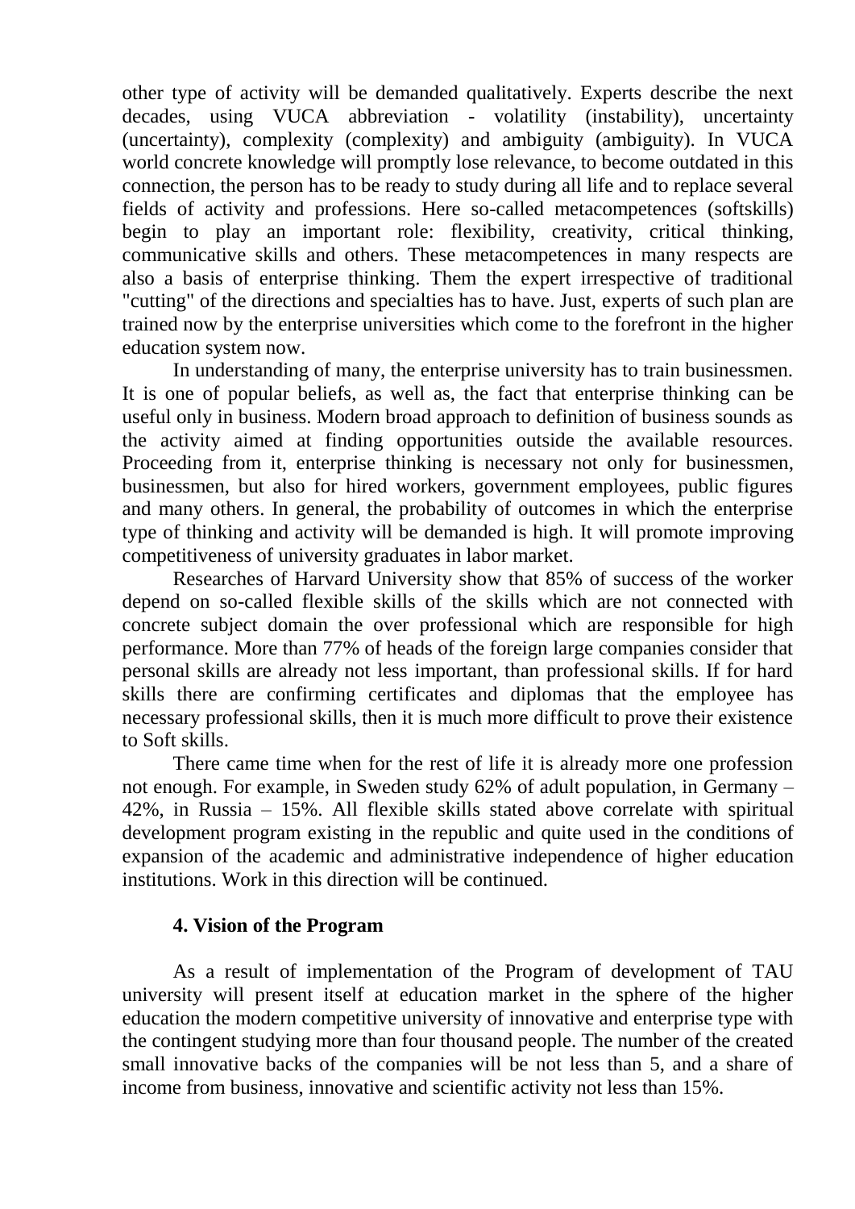other type of activity will be demanded qualitatively. Experts describe the next decades, using VUCA abbreviation - volatility (instability), uncertainty (uncertainty), complexity (complexity) and ambiguity (ambiguity). In VUCA world concrete knowledge will promptly lose relevance, to become outdated in this connection, the person has to be ready to study during all life and to replace several fields of activity and professions. Here so-called metacompetences (softskills) begin to play an important role: flexibility, creativity, critical thinking, communicative skills and others. These metacompetences in many respects are also a basis of enterprise thinking. Them the expert irrespective of traditional "cutting" of the directions and specialties has to have. Just, experts of such plan are trained now by the enterprise universities which come to the forefront in the higher education system now.

In understanding of many, the enterprise university has to train businessmen. It is one of popular beliefs, as well as, the fact that enterprise thinking can be useful only in business. Modern broad approach to definition of business sounds as the activity aimed at finding opportunities outside the available resources. Proceeding from it, enterprise thinking is necessary not only for businessmen, businessmen, but also for hired workers, government employees, public figures and many others. In general, the probability of outcomes in which the enterprise type of thinking and activity will be demanded is high. It will promote improving competitiveness of university graduates in labor market.

Researches of Harvard University show that 85% of success of the worker depend on so-called flexible skills of the skills which are not connected with concrete subject domain the over professional which are responsible for high performance. More than 77% of heads of the foreign large companies consider that personal skills are already not less important, than professional skills. If for hard skills there are confirming certificates and diplomas that the employee has necessary professional skills, then it is much more difficult to prove their existence to Soft skills.

There came time when for the rest of life it is already more one profession not enough. For example, in Sweden study 62% of adult population, in Germany – 42%, in Russia – 15%. All flexible skills stated above correlate with spiritual development program existing in the republic and quite used in the conditions of expansion of the academic and administrative independence of higher education institutions. Work in this direction will be continued.

## 4. Vision of the Program

As a result of implementation of the Program of development of TAU university will present itself at education market in the sphere of the higher education the modern competitive university of innovative and enterprise type with the contingent studying more than four thousand people. The number of the created small innovative backs of the companies will be not less than 5, and a share of income from business, innovative and scientific activity not less than 15%.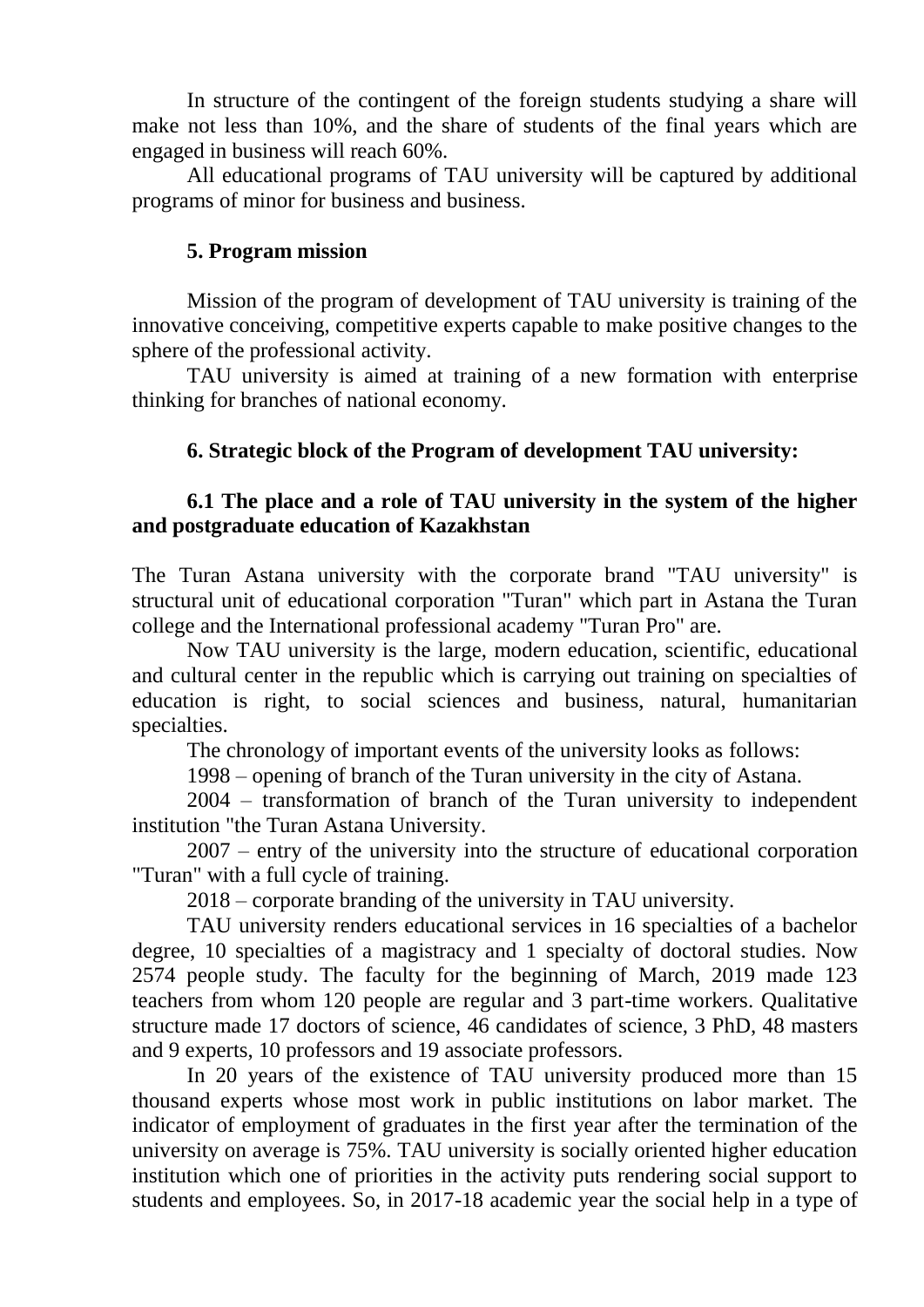In structure of the contingent of the foreign students studying a share will make not less than 10%, and the share of students of the final years which are engaged in business will reach 60%.

All educational programs of TAU university will be captured by additional programs of minor for business and business.

## 5. Program mission

Mission of the program of development of TAU university is training of the innovative conceiving, competitive experts capable to make positive changes to the sphere of the professional activity.

TAU university is aimed at training of a new formation with enterprise thinking for branches of national economy.

## 6. Strategic block of the Program of development TAU university:

### 6.1 The place and a role of TAU university in the system of the higher and postgraduate education of Kazakhstan

The Turan Astana university with the corporate brand "TAU university" is structural unit of educational corporation "Turan" which part in Astana the Turan college and the International professional academy "Turan Pro" are.

Now TAU university is the large, modern education, scientific, educational and cultural center in the republic which is carrying out training on specialties of education is right, to social sciences and business, natural, humanitarian specialties.

The chronology of important events of the university looks as follows:

1998 – opening of branch of the Turan university in the city of Astana.

2004 – transformation of branch of the Turan university to independent institution "the Turan Astana University.

2007 – entry of the university into the structure of educational corporation "Turan" with a full cycle of training.

2018 – corporate branding of the university in TAU university.

TAU university renders educational services in 16 specialties of a bachelor degree, 10 specialties of a magistracy and 1 specialty of doctoral studies. Now 2574 people study. The faculty for the beginning of March, 2019 made 123 teachers from whom 120 people are regular and 3 part-time workers. Qualitative structure made 17 doctors of science, 46 candidates of science, 3 PhD, 48 masters and 9 experts, 10 professors and 19 associate professors.

In 20 years of the existence of TAU university produced more than 15 thousand experts whose most work in public institutions on labor market. The indicator of employment of graduates in the first year after the termination of the university on average is 75%. TAU university is socially oriented higher education institution which one of priorities in the activity puts rendering social support to students and employees. So, in 2017-18 academic year the social help in a type of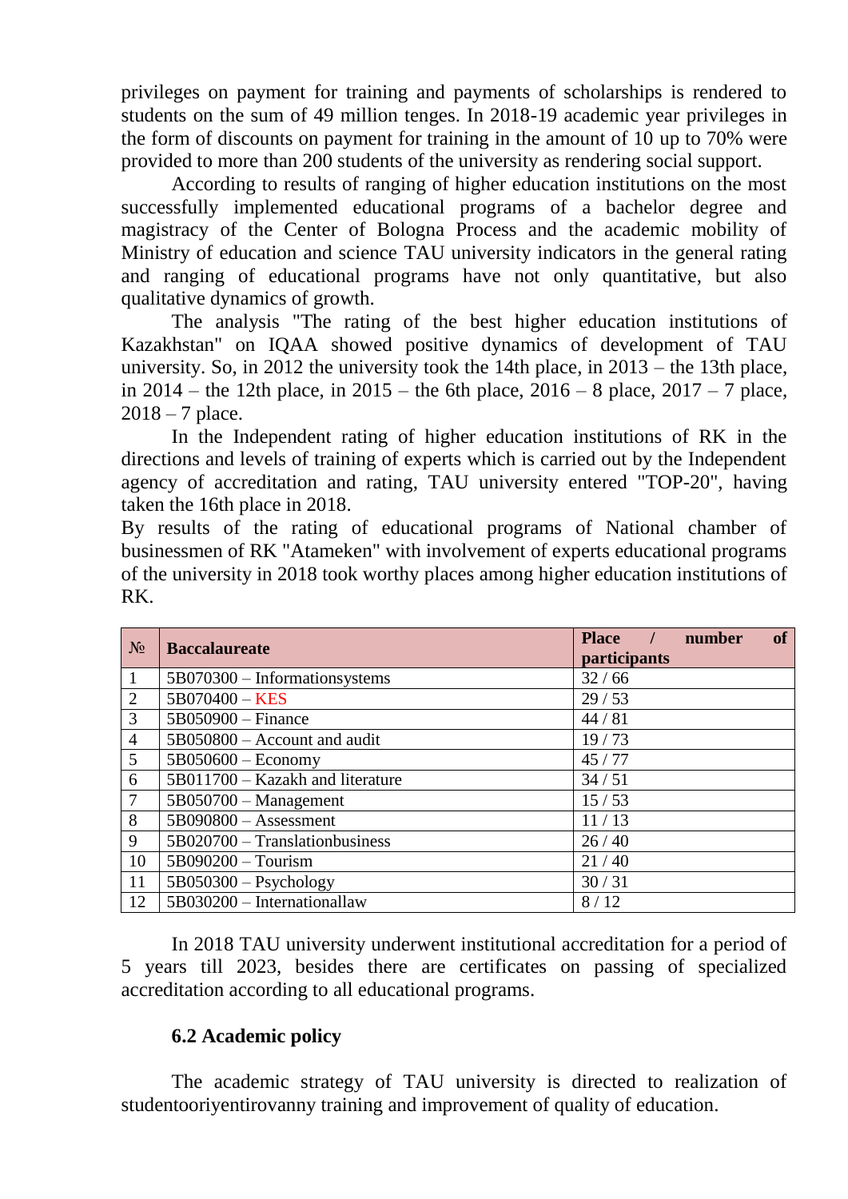privileges on payment for training and payments of scholarships is rendered to students on the sum of 49 million tenges. In 2018-19 academic year privileges in the form of discounts on payment for training in the amount of 10 up to 70% were provided to more than 200 students of the university as rendering social support.

According to results of ranging of higher education institutions on the most successfully implemented educational programs of a bachelor degree and magistracy of the Center of Bologna Process and the academic mobility of Ministry of education and science TAU university indicators in the general rating and ranging of educational programs have not only quantitative, but also qualitative dynamics of growth.

The analysis "The rating of the best higher education institutions of Kazakhstan" on IQAA showed positive dynamics of development of TAU university. So, in 2012 the university took the 14th place, in 2013 – the 13th place, in 2014 – the 12th place, in 2015 – the 6th place, 2016 – 8 place, 2017 – 7 place, 2018 – 7 place.

In the Independent rating of higher education institutions of RK in the directions and levels of training of experts which is carried out by the Independent agency of accreditation and rating, TAU university entered "TOP-20", having taken the 16th place in 2018.

By results of the rating of educational programs of National chamber of businessmen of RK "Atameken" with involvement of experts educational programs of the university in 2018 took worthy places among higher education institutions of RK.

| № | **Baccalaureate** | **Place / number of participants** |
|---|---|---|
| 1 | 5B070300 – Informationsystems | 32 / 66 |
| 2 | 5B070400 – KES | 29 / 53 |
| 3 | 5B050900 – Finance | 44 / 81 |
| 4 | 5B050800 – Account and audit | 19 / 73 |
| 5 | 5B050600 – Economy | 45 / 77 |
| 6 | 5B011700 – Kazakh and literature | 34 / 51 |
| 7 | 5B050700 – Management | 15 / 53 |
| 8 | 5B090800 – Assessment | 11 / 13 |
| 9 | 5B020700 – Translationbusiness | 26 / 40 |
| 10 | 5B090200 – Tourism | 21 / 40 |
| 11 | 5B050300 – Psychology | 30 / 31 |
| 12 | 5B030200 – Internationallaw | 8 / 12 |

In 2018 TAU university underwent institutional accreditation for a period of 5 years till 2023, besides there are certificates on passing of specialized accreditation according to all educational programs.

### 6.2 Academic policy

The academic strategy of TAU university is directed to realization of studentooriyentirovanny training and improvement of quality of education.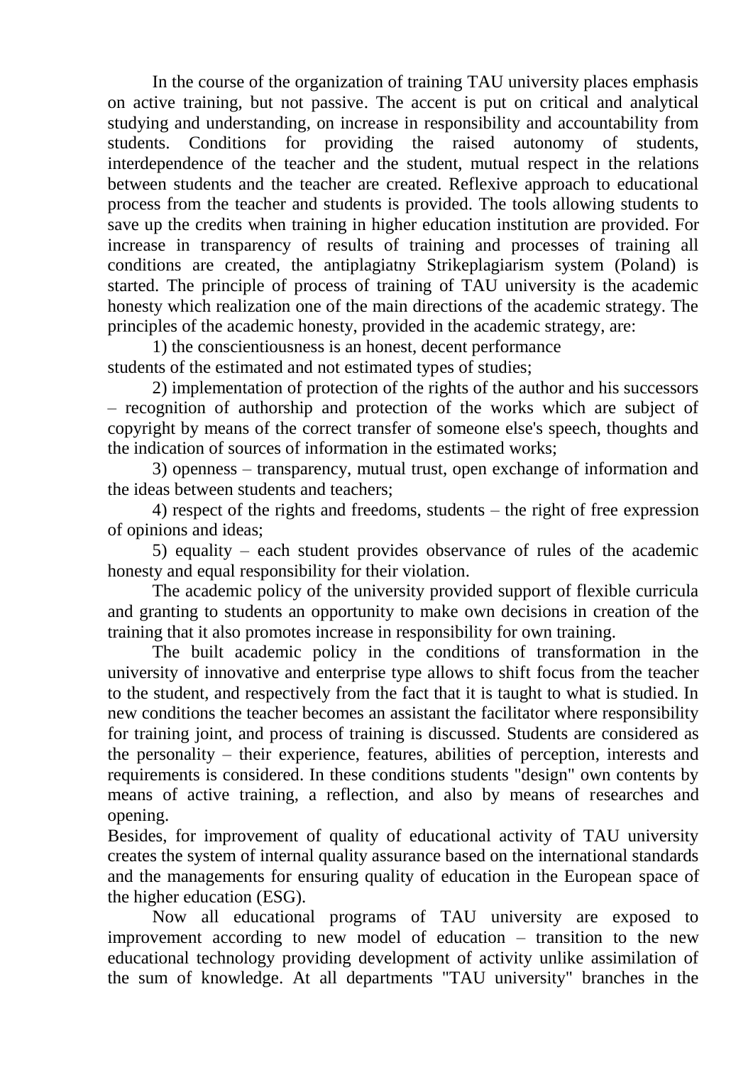In the course of the organization of training TAU university places emphasis on active training, but not passive. The accent is put on critical and analytical studying and understanding, on increase in responsibility and accountability from students. Conditions for providing the raised autonomy of students, interdependence of the teacher and the student, mutual respect in the relations between students and the teacher are created. Reflexive approach to educational process from the teacher and students is provided. The tools allowing students to save up the credits when training in higher education institution are provided. For increase in transparency of results of training and processes of training all conditions are created, the antiplagiatny Strikeplagiarism system (Poland) is started. The principle of process of training of TAU university is the academic honesty which realization one of the main directions of the academic strategy. The principles of the academic honesty, provided in the academic strategy, are:

1) the conscientiousness is an honest, decent performance students of the estimated and not estimated types of studies;

2) implementation of protection of the rights of the author and his successors – recognition of authorship and protection of the works which are subject of copyright by means of the correct transfer of someone else's speech, thoughts and the indication of sources of information in the estimated works;

3) openness – transparency, mutual trust, open exchange of information and the ideas between students and teachers;

4) respect of the rights and freedoms, students – the right of free expression of opinions and ideas;

5) equality – each student provides observance of rules of the academic honesty and equal responsibility for their violation.

The academic policy of the university provided support of flexible curricula and granting to students an opportunity to make own decisions in creation of the training that it also promotes increase in responsibility for own training.

The built academic policy in the conditions of transformation in the university of innovative and enterprise type allows to shift focus from the teacher to the student, and respectively from the fact that it is taught to what is studied. In new conditions the teacher becomes an assistant the facilitator where responsibility for training joint, and process of training is discussed. Students are considered as the personality – their experience, features, abilities of perception, interests and requirements is considered. In these conditions students "design" own contents by means of active training, a reflection, and also by means of researches and opening.

Besides, for improvement of quality of educational activity of TAU university creates the system of internal quality assurance based on the international standards and the managements for ensuring quality of education in the European space of the higher education (ESG).

Now all educational programs of TAU university are exposed to improvement according to new model of education – transition to the new educational technology providing development of activity unlike assimilation of the sum of knowledge. At all departments "TAU university" branches in the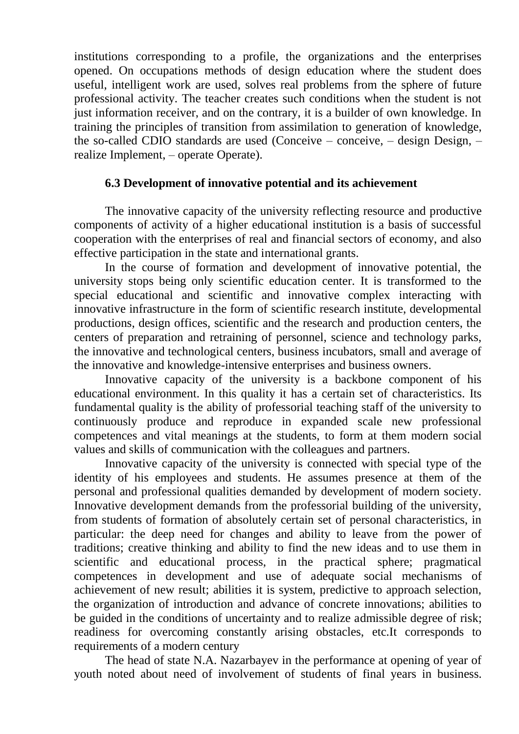institutions corresponding to a profile, the organizations and the enterprises opened. On occupations methods of design education where the student does useful, intelligent work are used, solves real problems from the sphere of future professional activity. The teacher creates such conditions when the student is not just information receiver, and on the contrary, it is a builder of own knowledge. In training the principles of transition from assimilation to generation of knowledge, the so-called CDIO standards are used (Conceive – conceive, – design Design, – realize Implement, – operate Operate).

### 6.3 Development of innovative potential and its achievement

The innovative capacity of the university reflecting resource and productive components of activity of a higher educational institution is a basis of successful cooperation with the enterprises of real and financial sectors of economy, and also effective participation in the state and international grants.

In the course of formation and development of innovative potential, the university stops being only scientific education center. It is transformed to the special educational and scientific and innovative complex interacting with innovative infrastructure in the form of scientific research institute, developmental productions, design offices, scientific and the research and production centers, the centers of preparation and retraining of personnel, science and technology parks, the innovative and technological centers, business incubators, small and average of the innovative and knowledge-intensive enterprises and business owners.

Innovative capacity of the university is a backbone component of his educational environment. In this quality it has a certain set of characteristics. Its fundamental quality is the ability of professorial teaching staff of the university to continuously produce and reproduce in expanded scale new professional competences and vital meanings at the students, to form at them modern social values and skills of communication with the colleagues and partners.

Innovative capacity of the university is connected with special type of the identity of his employees and students. He assumes presence at them of the personal and professional qualities demanded by development of modern society. Innovative development demands from the professorial building of the university, from students of formation of absolutely certain set of personal characteristics, in particular: the deep need for changes and ability to leave from the power of traditions; creative thinking and ability to find the new ideas and to use them in scientific and educational process, in the practical sphere; pragmatical competences in development and use of adequate social mechanisms of achievement of new result; abilities it is system, predictive to approach selection, the organization of introduction and advance of concrete innovations; abilities to be guided in the conditions of uncertainty and to realize admissible degree of risk; readiness for overcoming constantly arising obstacles, etc.It corresponds to requirements of a modern century

The head of state N.A. Nazarbayev in the performance at opening of year of youth noted about need of involvement of students of final years in business.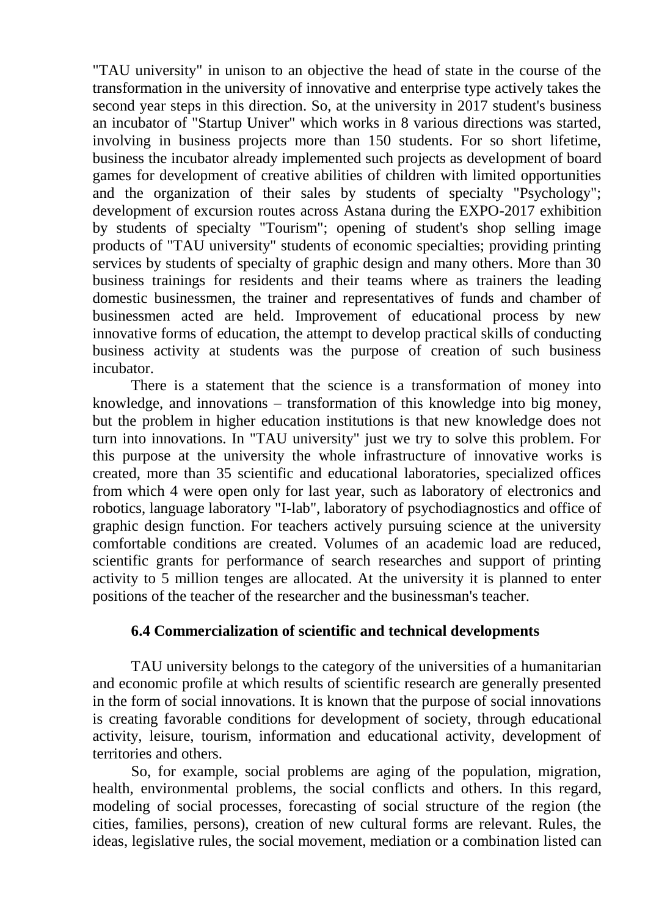"TAU university" in unison to an objective the head of state in the course of the transformation in the university of innovative and enterprise type actively takes the second year steps in this direction. So, at the university in 2017 student's business an incubator of "Startup Univer" which works in 8 various directions was started, involving in business projects more than 150 students. For so short lifetime, business the incubator already implemented such projects as development of board games for development of creative abilities of children with limited opportunities and the organization of their sales by students of specialty "Psychology"; development of excursion routes across Astana during the EXPO-2017 exhibition by students of specialty "Tourism"; opening of student's shop selling image products of "TAU university" students of economic specialties; providing printing services by students of specialty of graphic design and many others. More than 30 business trainings for residents and their teams where as trainers the leading domestic businessmen, the trainer and representatives of funds and chamber of businessmen acted are held. Improvement of educational process by new innovative forms of education, the attempt to develop practical skills of conducting business activity at students was the purpose of creation of such business incubator.

There is a statement that the science is a transformation of money into knowledge, and innovations – transformation of this knowledge into big money, but the problem in higher education institutions is that new knowledge does not turn into innovations. In "TAU university" just we try to solve this problem. For this purpose at the university the whole infrastructure of innovative works is created, more than 35 scientific and educational laboratories, specialized offices from which 4 were open only for last year, such as laboratory of electronics and robotics, language laboratory "I-lab", laboratory of psychodiagnostics and office of graphic design function. For teachers actively pursuing science at the university comfortable conditions are created. Volumes of an academic load are reduced, scientific grants for performance of search researches and support of printing activity to 5 million tenges are allocated. At the university it is planned to enter positions of the teacher of the researcher and the businessman's teacher.

### 6.4 Commercialization of scientific and technical developments

TAU university belongs to the category of the universities of a humanitarian and economic profile at which results of scientific research are generally presented in the form of social innovations. It is known that the purpose of social innovations is creating favorable conditions for development of society, through educational activity, leisure, tourism, information and educational activity, development of territories and others.

So, for example, social problems are aging of the population, migration, health, environmental problems, the social conflicts and others. In this regard, modeling of social processes, forecasting of social structure of the region (the cities, families, persons), creation of new cultural forms are relevant. Rules, the ideas, legislative rules, the social movement, mediation or a combination listed can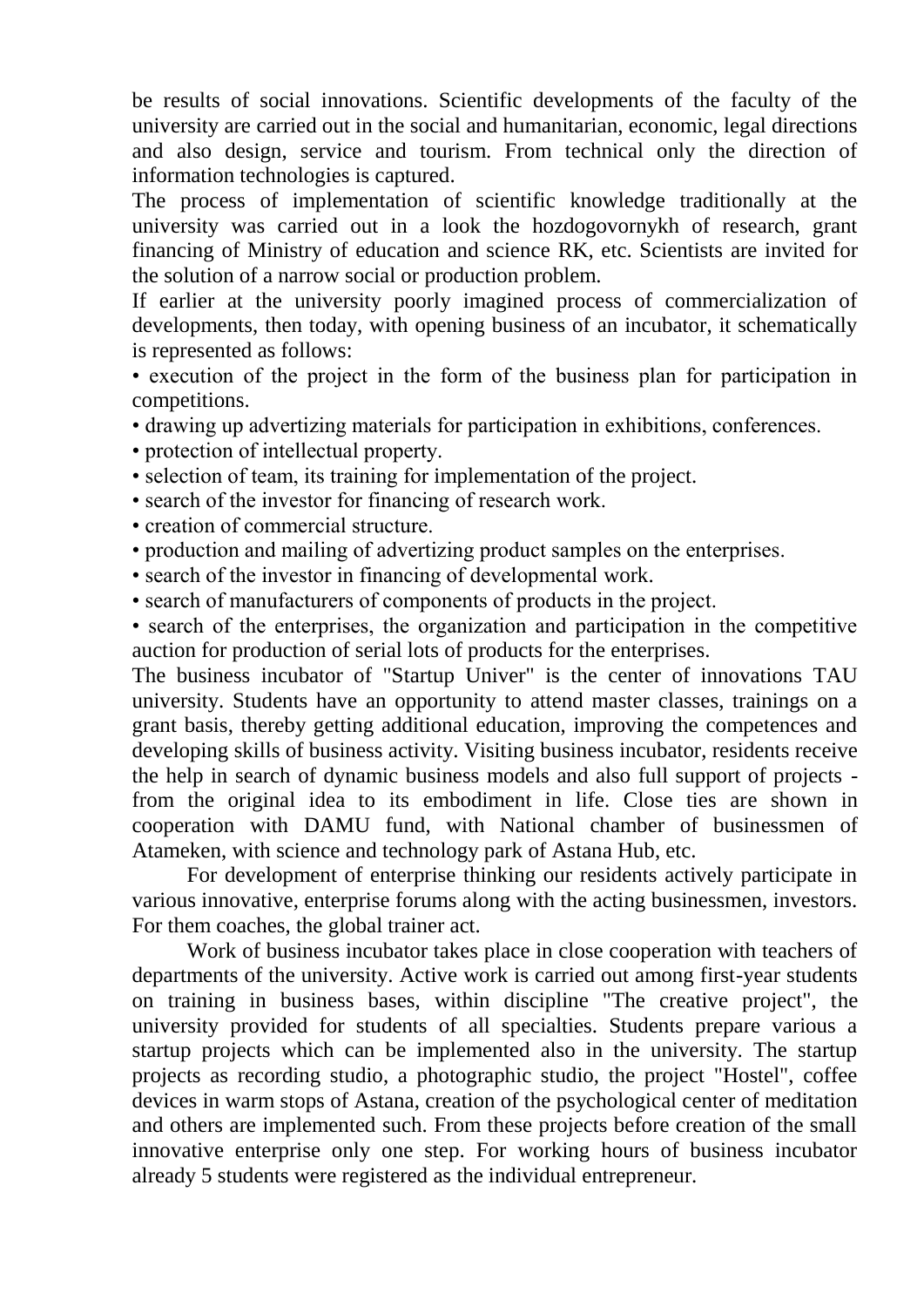be results of social innovations. Scientific developments of the faculty of the university are carried out in the social and humanitarian, economic, legal directions and also design, service and tourism. From technical only the direction of information technologies is captured.

The process of implementation of scientific knowledge traditionally at the university was carried out in a look the hozdogovornykh of research, grant financing of Ministry of education and science RK, etc. Scientists are invited for the solution of a narrow social or production problem.

If earlier at the university poorly imagined process of commercialization of developments, then today, with opening business of an incubator, it schematically is represented as follows:

- execution of the project in the form of the business plan for participation in competitions.
- drawing up advertizing materials for participation in exhibitions, conferences.
- protection of intellectual property.
- selection of team, its training for implementation of the project.
- search of the investor for financing of research work.
- creation of commercial structure.
- production and mailing of advertizing product samples on the enterprises.
- search of the investor in financing of developmental work.
- search of manufacturers of components of products in the project.
- search of the enterprises, the organization and participation in the competitive auction for production of serial lots of products for the enterprises.

The business incubator of "Startup Univer" is the center of innovations TAU university. Students have an opportunity to attend master classes, trainings on a grant basis, thereby getting additional education, improving the competences and developing skills of business activity. Visiting business incubator, residents receive the help in search of dynamic business models and also full support of projects - from the original idea to its embodiment in life. Close ties are shown in cooperation with DAMU fund, with National chamber of businessmen of Atameken, with science and technology park of Astana Hub, etc.

For development of enterprise thinking our residents actively participate in various innovative, enterprise forums along with the acting businessmen, investors. For them coaches, the global trainer act.

Work of business incubator takes place in close cooperation with teachers of departments of the university. Active work is carried out among first-year students on training in business bases, within discipline "The creative project", the university provided for students of all specialties. Students prepare various a startup projects which can be implemented also in the university. The startup projects as recording studio, a photographic studio, the project "Hostel", coffee devices in warm stops of Astana, creation of the psychological center of meditation and others are implemented such. From these projects before creation of the small innovative enterprise only one step. For working hours of business incubator already 5 students were registered as the individual entrepreneur.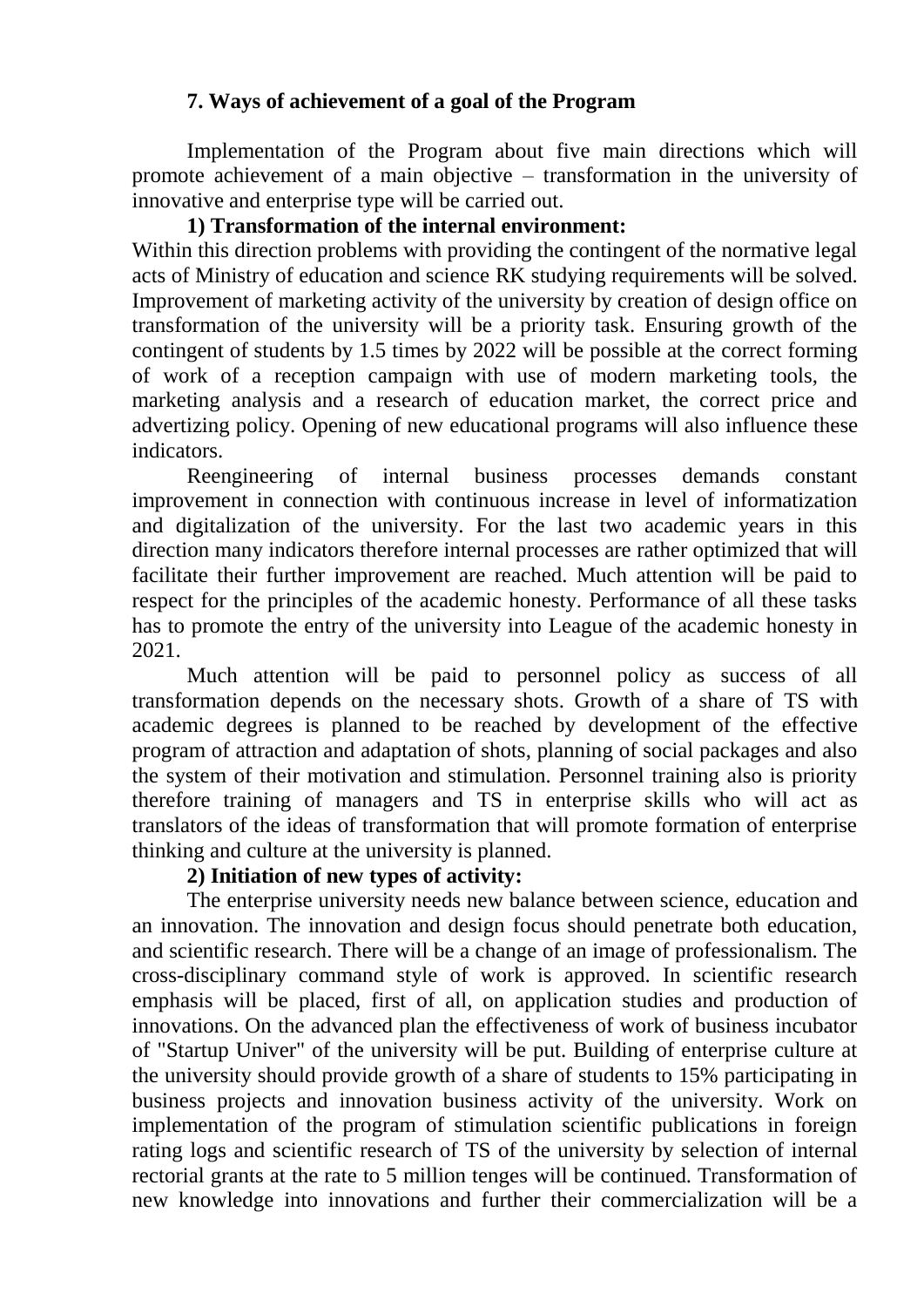## 7. Ways of achievement of a goal of the Program

Implementation of the Program about five main directions which will promote achievement of a main objective – transformation in the university of innovative and enterprise type will be carried out.

**1) Transformation of the internal environment:**

Within this direction problems with providing the contingent of the normative legal acts of Ministry of education and science RK studying requirements will be solved. Improvement of marketing activity of the university by creation of design office on transformation of the university will be a priority task. Ensuring growth of the contingent of students by 1.5 times by 2022 will be possible at the correct forming of work of a reception campaign with use of modern marketing tools, the marketing analysis and a research of education market, the correct price and advertizing policy. Opening of new educational programs will also influence these indicators.

Reengineering of internal business processes demands constant improvement in connection with continuous increase in level of informatization and digitalization of the university. For the last two academic years in this direction many indicators therefore internal processes are rather optimized that will facilitate their further improvement are reached. Much attention will be paid to respect for the principles of the academic honesty. Performance of all these tasks has to promote the entry of the university into League of the academic honesty in 2021.

Much attention will be paid to personnel policy as success of all transformation depends on the necessary shots. Growth of a share of TS with academic degrees is planned to be reached by development of the effective program of attraction and adaptation of shots, planning of social packages and also the system of their motivation and stimulation. Personnel training also is priority therefore training of managers and TS in enterprise skills who will act as translators of the ideas of transformation that will promote formation of enterprise thinking and culture at the university is planned.

**2) Initiation of new types of activity:**

The enterprise university needs new balance between science, education and an innovation. The innovation and design focus should penetrate both education, and scientific research. There will be a change of an image of professionalism. The cross-disciplinary command style of work is approved. In scientific research emphasis will be placed, first of all, on application studies and production of innovations. On the advanced plan the effectiveness of work of business incubator of "Startup Univer" of the university will be put. Building of enterprise culture at the university should provide growth of a share of students to 15% participating in business projects and innovation business activity of the university. Work on implementation of the program of stimulation scientific publications in foreign rating logs and scientific research of TS of the university by selection of internal rectorial grants at the rate to 5 million tenges will be continued. Transformation of new knowledge into innovations and further their commercialization will be a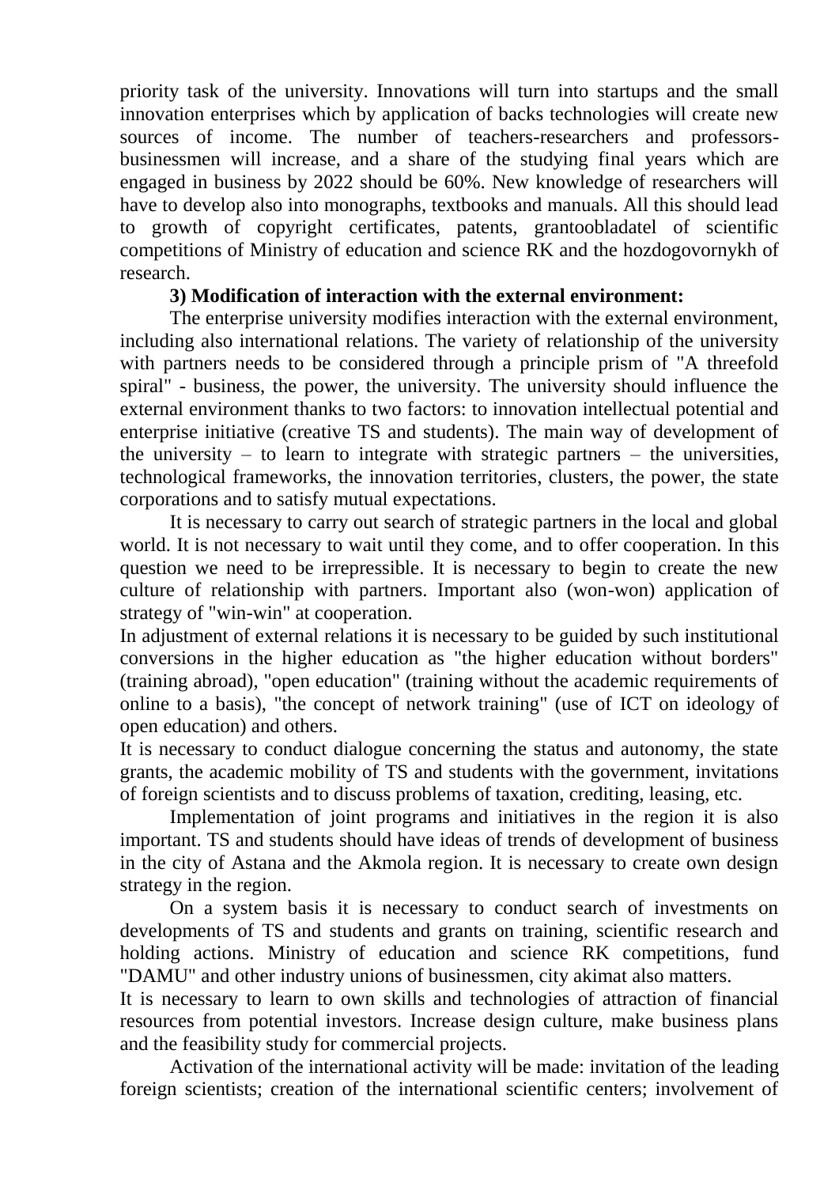priority task of the university. Innovations will turn into startups and the small innovation enterprises which by application of backs technologies will create new sources of income. The number of teachers-researchers and professors-businessmen will increase, and a share of the studying final years which are engaged in business by 2022 should be 60%. New knowledge of researchers will have to develop also into monographs, textbooks and manuals. All this should lead to growth of copyright certificates, patents, grantoobladatel of scientific competitions of Ministry of education and science RK and the hozdogovornykh of research.

**3) Modification of interaction with the external environment:**

The enterprise university modifies interaction with the external environment, including also international relations. The variety of relationship of the university with partners needs to be considered through a principle prism of "A threefold spiral" - business, the power, the university. The university should influence the external environment thanks to two factors: to innovation intellectual potential and enterprise initiative (creative TS and students). The main way of development of the university – to learn to integrate with strategic partners – the universities, technological frameworks, the innovation territories, clusters, the power, the state corporations and to satisfy mutual expectations.

It is necessary to carry out search of strategic partners in the local and global world. It is not necessary to wait until they come, and to offer cooperation. In this question we need to be irrepressible. It is necessary to begin to create the new culture of relationship with partners. Important also (won-won) application of strategy of "win-win" at cooperation.

In adjustment of external relations it is necessary to be guided by such institutional conversions in the higher education as "the higher education without borders" (training abroad), "open education" (training without the academic requirements of online to a basis), "the concept of network training" (use of ICT on ideology of open education) and others.

It is necessary to conduct dialogue concerning the status and autonomy, the state grants, the academic mobility of TS and students with the government, invitations of foreign scientists and to discuss problems of taxation, crediting, leasing, etc.

Implementation of joint programs and initiatives in the region it is also important. TS and students should have ideas of trends of development of business in the city of Astana and the Akmola region. It is necessary to create own design strategy in the region.

On a system basis it is necessary to conduct search of investments on developments of TS and students and grants on training, scientific research and holding actions. Ministry of education and science RK competitions, fund "DAMU" and other industry unions of businessmen, city akimat also matters.

It is necessary to learn to own skills and technologies of attraction of financial resources from potential investors. Increase design culture, make business plans and the feasibility study for commercial projects.

Activation of the international activity will be made: invitation of the leading foreign scientists; creation of the international scientific centers; involvement of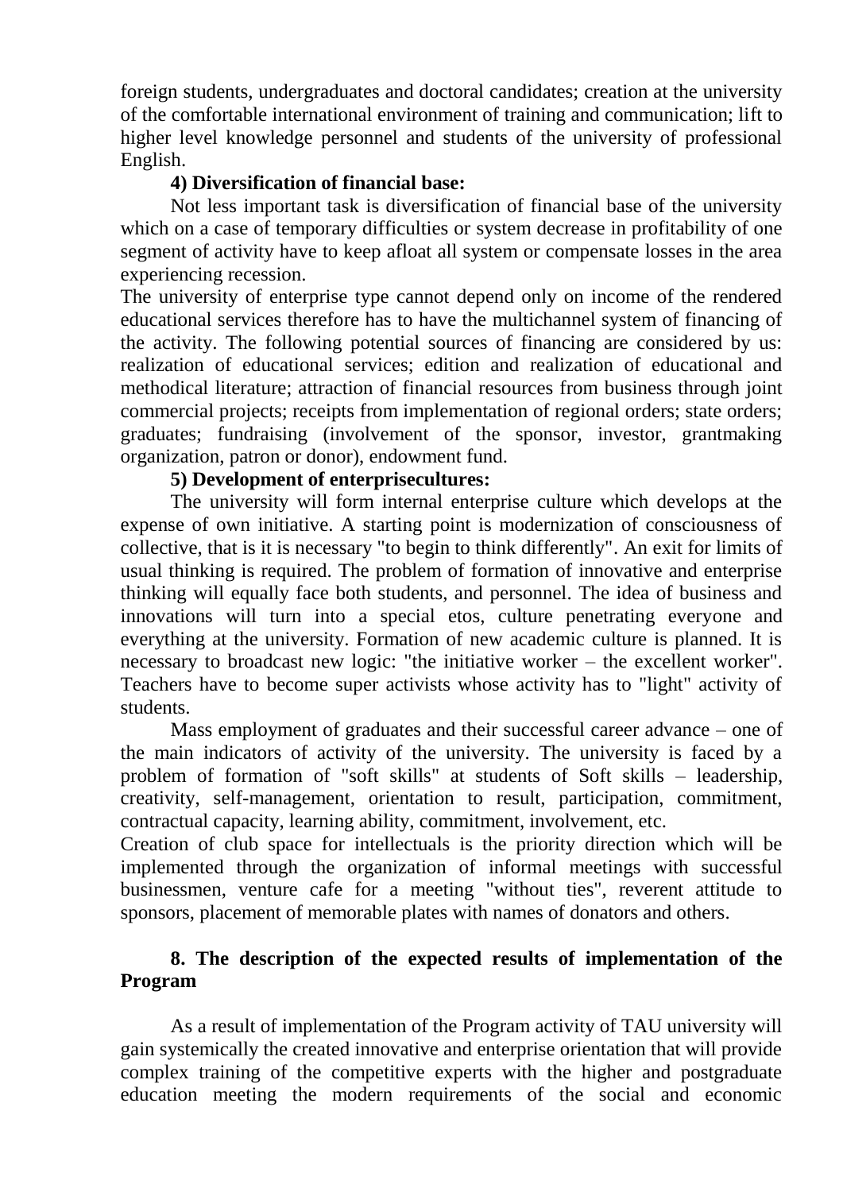foreign students, undergraduates and doctoral candidates; creation at the university of the comfortable international environment of training and communication; lift to higher level knowledge personnel and students of the university of professional English.

**4) Diversification of financial base:**

Not less important task is diversification of financial base of the university which on a case of temporary difficulties or system decrease in profitability of one segment of activity have to keep afloat all system or compensate losses in the area experiencing recession.

The university of enterprise type cannot depend only on income of the rendered educational services therefore has to have the multichannel system of financing of the activity. The following potential sources of financing are considered by us: realization of educational services; edition and realization of educational and methodical literature; attraction of financial resources from business through joint commercial projects; receipts from implementation of regional orders; state orders; graduates; fundraising (involvement of the sponsor, investor, grantmaking organization, patron or donor), endowment fund.

**5) Development of enterprisecultures:**

The university will form internal enterprise culture which develops at the expense of own initiative. A starting point is modernization of consciousness of collective, that is it is necessary "to begin to think differently". An exit for limits of usual thinking is required. The problem of formation of innovative and enterprise thinking will equally face both students, and personnel. The idea of business and innovations will turn into a special etos, culture penetrating everyone and everything at the university. Formation of new academic culture is planned. It is necessary to broadcast new logic: "the initiative worker – the excellent worker". Teachers have to become super activists whose activity has to "light" activity of students.

Mass employment of graduates and their successful career advance – one of the main indicators of activity of the university. The university is faced by a problem of formation of "soft skills" at students of Soft skills – leadership, creativity, self-management, orientation to result, participation, commitment, contractual capacity, learning ability, commitment, involvement, etc.

Creation of club space for intellectuals is the priority direction which will be implemented through the organization of informal meetings with successful businessmen, venture cafe for a meeting "without ties", reverent attitude to sponsors, placement of memorable plates with names of donators and others.

## 8. The description of the expected results of implementation of the Program

As a result of implementation of the Program activity of TAU university will gain systemically the created innovative and enterprise orientation that will provide complex training of the competitive experts with the higher and postgraduate education meeting the modern requirements of the social and economic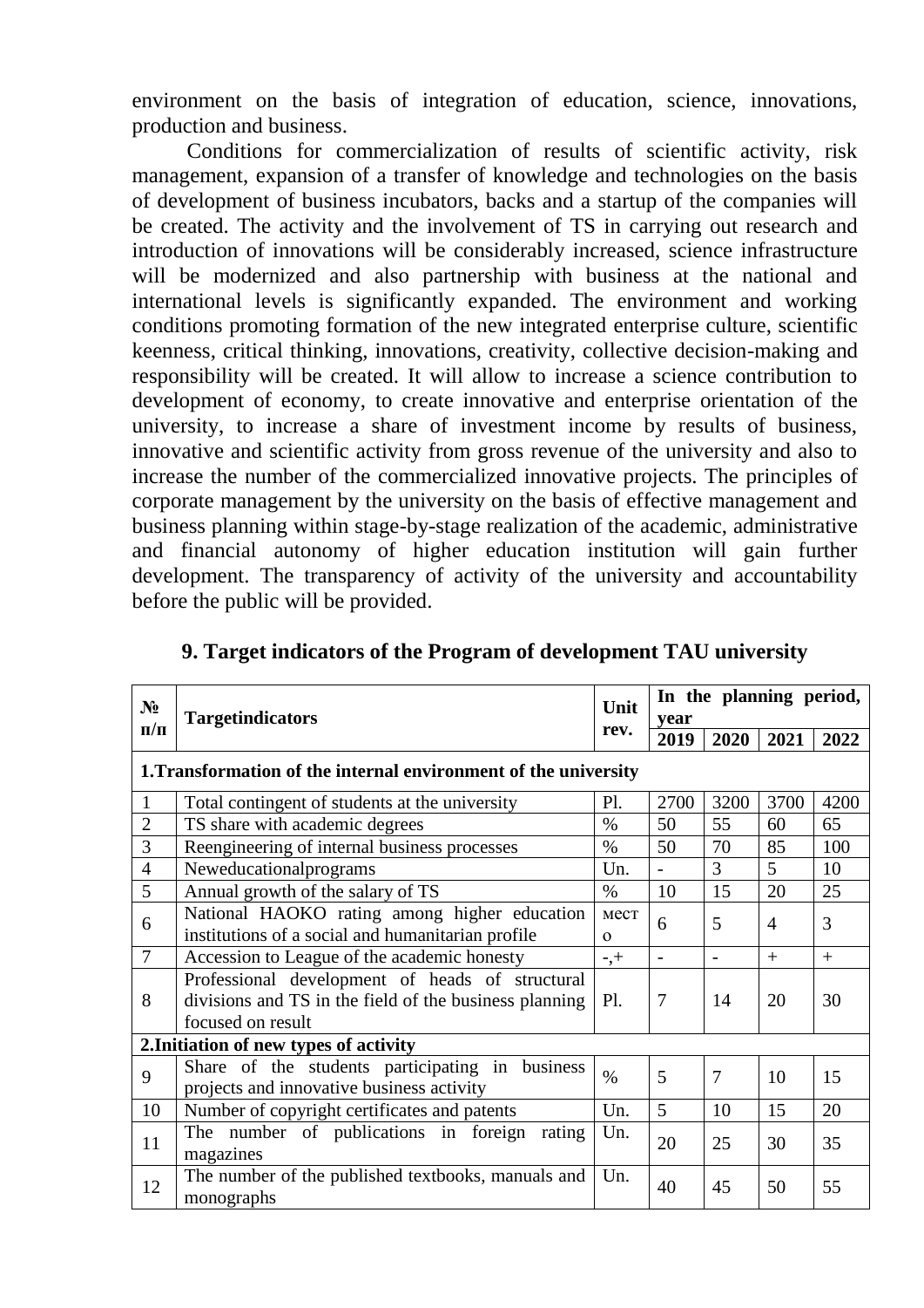environment on the basis of integration of education, science, innovations, production and business.

Conditions for commercialization of results of scientific activity, risk management, expansion of a transfer of knowledge and technologies on the basis of development of business incubators, backs and a startup of the companies will be created. The activity and the involvement of TS in carrying out research and introduction of innovations will be considerably increased, science infrastructure will be modernized and also partnership with business at the national and international levels is significantly expanded. The environment and working conditions promoting formation of the new integrated enterprise culture, scientific keenness, critical thinking, innovations, creativity, collective decision-making and responsibility will be created. It will allow to increase a science contribution to development of economy, to create innovative and enterprise orientation of the university, to increase a share of investment income by results of business, innovative and scientific activity from gross revenue of the university and also to increase the number of the commercialized innovative projects. The principles of corporate management by the university on the basis of effective management and business planning within stage-by-stage realization of the academic, administrative and financial autonomy of higher education institution will gain further development. The transparency of activity of the university and accountability before the public will be provided.

## 9. Target indicators of the Program of development TAU university

| № п/п | Targetindicators | Unit rev. | In the planning period, year | | | |
|---|---|---|---|---|---|---|
| | | | 2019 | 2020 | 2021 | 2022 |
| **1.Transformation of the internal environment of the university** | | | | | | |
| 1 | Total contingent of students at the university | Pl. | 2700 | 3200 | 3700 | 4200 |
| 2 | TS share with academic degrees | % | 50 | 55 | 60 | 65 |
| 3 | Reengineering of internal business processes | % | 50 | 70 | 85 | 100 |
| 4 | Neweducationalprograms | Un. | - | 3 | 5 | 10 |
| 5 | Annual growth of the salary of TS | % | 10 | 15 | 20 | 25 |
| 6 | National НАОКО rating among higher education institutions of a social and humanitarian profile | место | 6 | 5 | 4 | 3 |
| 7 | Accession to League of the academic honesty | -,+ | - | - | + | + |
| 8 | Professional development of heads of structural divisions and TS in the field of the business planning focused on result | Pl. | 7 | 14 | 20 | 30 |
| **2.Initiation of new types of activity** | | | | | | |
| 9 | Share of the students participating in business projects and innovative business activity | % | 5 | 7 | 10 | 15 |
| 10 | Number of copyright certificates and patents | Un. | 5 | 10 | 15 | 20 |
| 11 | The number of publications in foreign rating magazines | Un. | 20 | 25 | 30 | 35 |
| 12 | The number of the published textbooks, manuals and monographs | Un. | 40 | 45 | 50 | 55 |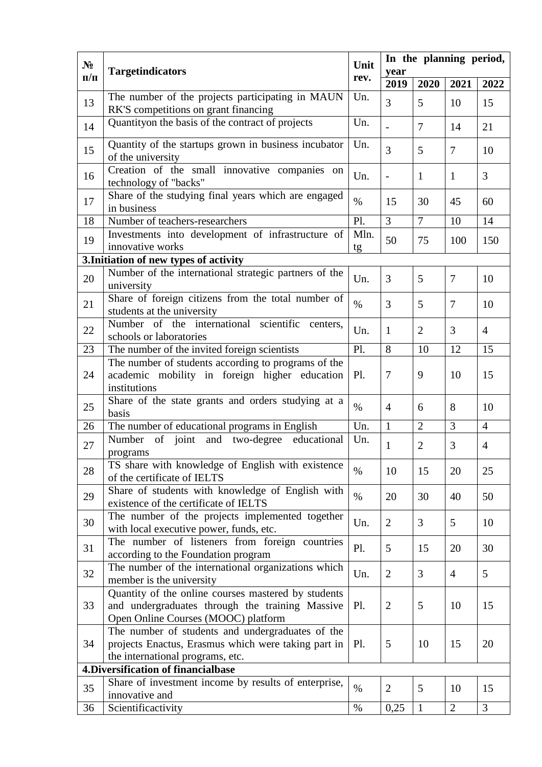| № п/п | Targetindicators | Unit rev. | In the planning period, year | | | |
|---|---|---|---|---|---|---|
| | | | 2019 | 2020 | 2021 | 2022 |
| 13 | The number of the projects participating in MAUN RK'S competitions on grant financing | Un. | 3 | 5 | 10 | 15 |
| 14 | Quantityon the basis of the contract of projects | Un. | - | 7 | 14 | 21 |
| 15 | Quantity of the startups grown in business incubator of the university | Un. | 3 | 5 | 7 | 10 |
| 16 | Creation of the small innovative companies on technology of "backs" | Un. | - | 1 | 1 | 3 |
| 17 | Share of the studying final years which are engaged in business | % | 15 | 30 | 45 | 60 |
| 18 | Number of teachers-researchers | Pl. | 3 | 7 | 10 | 14 |
| 19 | Investments into development of infrastructure of innovative works | Mln. tg | 50 | 75 | 100 | 150 |
| **3.Initiation of new types of activity** | | | | | | |
| 20 | Number of the international strategic partners of the university | Un. | 3 | 5 | 7 | 10 |
| 21 | Share of foreign citizens from the total number of students at the university | % | 3 | 5 | 7 | 10 |
| 22 | Number of the international scientific centers, schools or laboratories | Un. | 1 | 2 | 3 | 4 |
| 23 | The number of the invited foreign scientists | Pl. | 8 | 10 | 12 | 15 |
| 24 | The number of students according to programs of the academic mobility in foreign higher education institutions | Pl. | 7 | 9 | 10 | 15 |
| 25 | Share of the state grants and orders studying at a basis | % | 4 | 6 | 8 | 10 |
| 26 | The number of educational programs in English | Un. | 1 | 2 | 3 | 4 |
| 27 | Number of joint and two-degree educational programs | Un. | 1 | 2 | 3 | 4 |
| 28 | TS share with knowledge of English with existence of the certificate of IELTS | % | 10 | 15 | 20 | 25 |
| 29 | Share of students with knowledge of English with existence of the certificate of IELTS | % | 20 | 30 | 40 | 50 |
| 30 | The number of the projects implemented together with local executive power, funds, etc. | Un. | 2 | 3 | 5 | 10 |
| 31 | The number of listeners from foreign countries according to the Foundation program | Pl. | 5 | 15 | 20 | 30 |
| 32 | The number of the international organizations which member is the university | Un. | 2 | 3 | 4 | 5 |
| 33 | Quantity of the online courses mastered by students and undergraduates through the training Massive Open Online Courses (MOOC) platform | Pl. | 2 | 5 | 10 | 15 |
| 34 | The number of students and undergraduates of the projects Enactus, Erasmus which were taking part in the international programs, etc. | Pl. | 5 | 10 | 15 | 20 |
| **4.Diversification of financialbase** | | | | | | |
| 35 | Share of investment income by results of enterprise, innovative and | % | 2 | 5 | 10 | 15 |
| 36 | Scientificactivity | % | 0,25 | 1 | 2 | 3 |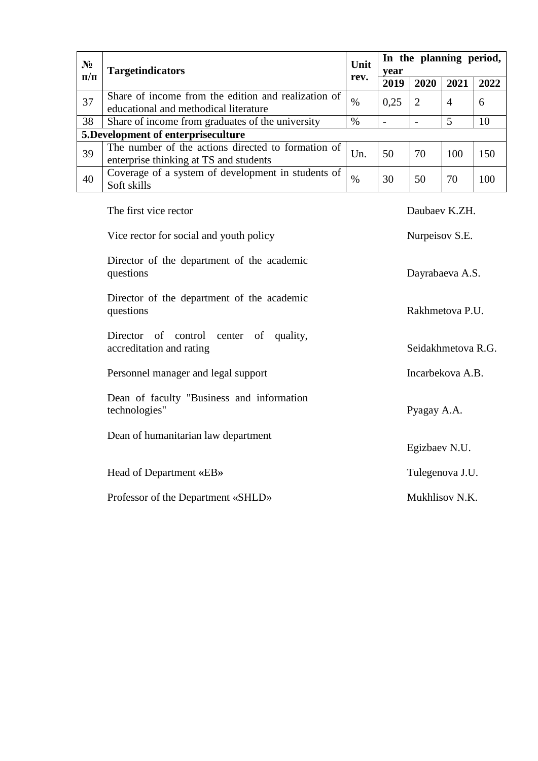| № п/п | Targetindicators | Unit rev. | In the planning period, year | | | |
|---|---|---|---|---|---|---|
| | | | 2019 | 2020 | 2021 | 2022 |
| 37 | Share of income from the edition and realization of educational and methodical literature | % | 0,25 | 2 | 4 | 6 |
| 38 | Share of income from graduates of the university | % | - | - | 5 | 10 |
| **5.Development of enterpriseculture** | | | | | | |
| 39 | The number of the actions directed to formation of enterprise thinking at TS and students | Un. | 50 | 70 | 100 | 150 |
| 40 | Coverage of a system of development in students of Soft skills | % | 30 | 50 | 70 | 100 |

| | |
|---|---|
| The first vice rector | Daubaev K.ZH. |
| Vice rector for social and youth policy | Nurpeisov S.E. |
| Director of the department of the academic questions | Dayrabaeva A.S. |
| Director of the department of the academic questions | Rakhmetova P.U. |
| Director of control center of quality, accreditation and rating | Seidakhmetova R.G. |
| Personnel manager and legal support | Incarbekova A.B. |
| Dean of faculty "Business and information technologies" | Pyagay A.A. |
| Dean of humanitarian law department | Egizbaev N.U. |
| Head of Department «EB» | Tulegenova J.U. |
| Professor of the Department «SHLD» | Mukhlisov N.K. |